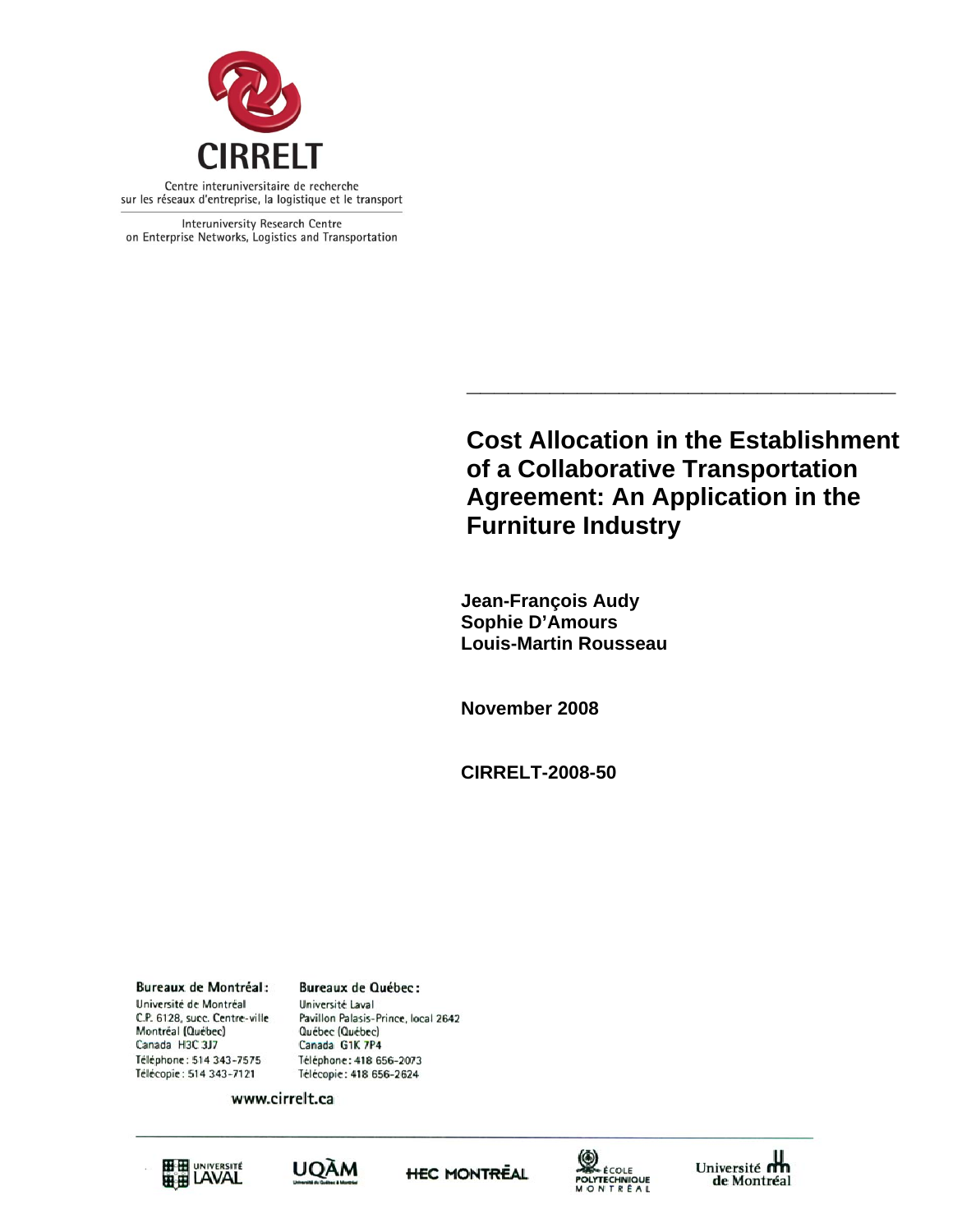**CIRRELT**

Centre interuniversitaire de recherche
sur les réseaux d'entreprise, la logistique et le transport

Interuniversity Research Centre
on Enterprise Networks, Logistics and Transportation

# Cost Allocation in the Establishment of a Collaborative Transportation Agreement: An Application in the Furniture Industry

**Jean-François Audy**
**Sophie D'Amours**
**Louis-Martin Rousseau**

**November 2008**

**CIRRELT-2008-50**

**Bureaux de Montréal:**
Université de Montréal
C.P. 6128, succ. Centre-ville
Montréal (Québec)
Canada H3C 3J7
Téléphone: 514 343-7575
Télécopie: 514 343-7121

**Bureaux de Québec:**
Université Laval
Pavillon Palasis-Prince, local 2642
Québec (Québec)
Canada G1K 7P4
Téléphone: 418 656-2073
Télécopie: 418 656-2624

www.cirrelt.ca

Université Laval · UQÀM · HEC Montréal · École Polytechnique Montréal · Université de Montréal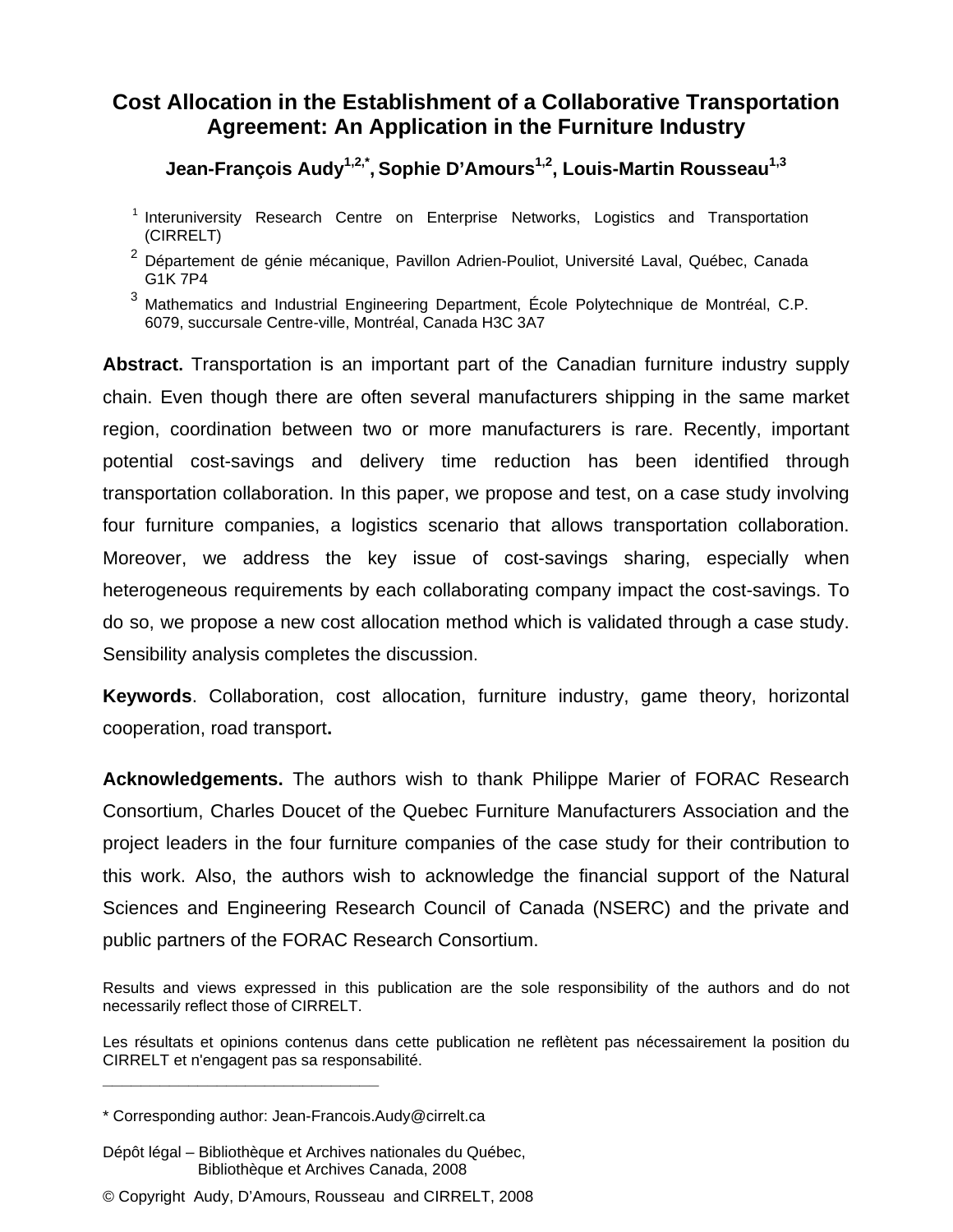# Cost Allocation in the Establishment of a Collaborative Transportation Agreement: An Application in the Furniture Industry

**Jean-François Audy[1,2,*], Sophie D'Amours[1,2], Louis-Martin Rousseau[1,3]**

[1] Interuniversity Research Centre on Enterprise Networks, Logistics and Transportation (CIRRELT)

[2] Département de génie mécanique, Pavillon Adrien-Pouliot, Université Laval, Québec, Canada G1K 7P4

[3] Mathematics and Industrial Engineering Department, École Polytechnique de Montréal, C.P. 6079, succursale Centre-ville, Montréal, Canada H3C 3A7

**Abstract.** Transportation is an important part of the Canadian furniture industry supply chain. Even though there are often several manufacturers shipping in the same market region, coordination between two or more manufacturers is rare. Recently, important potential cost-savings and delivery time reduction has been identified through transportation collaboration. In this paper, we propose and test, on a case study involving four furniture companies, a logistics scenario that allows transportation collaboration. Moreover, we address the key issue of cost-savings sharing, especially when heterogeneous requirements by each collaborating company impact the cost-savings. To do so, we propose a new cost allocation method which is validated through a case study. Sensibility analysis completes the discussion.

**Keywords**. Collaboration, cost allocation, furniture industry, game theory, horizontal cooperation, road transport**.**

**Acknowledgements.** The authors wish to thank Philippe Marier of FORAC Research Consortium, Charles Doucet of the Quebec Furniture Manufacturers Association and the project leaders in the four furniture companies of the case study for their contribution to this work. Also, the authors wish to acknowledge the financial support of the Natural Sciences and Engineering Research Council of Canada (NSERC) and the private and public partners of the FORAC Research Consortium.

Results and views expressed in this publication are the sole responsibility of the authors and do not necessarily reflect those of CIRRELT.

Les résultats et opinions contenus dans cette publication ne reflètent pas nécessairement la position du CIRRELT et n'engagent pas sa responsabilité.

---

\* Corresponding author: Jean-Francois.Audy@cirrelt.ca

Dépôt légal – Bibliothèque et Archives nationales du Québec,
Bibliothèque et Archives Canada, 2008

© Copyright Audy, D'Amours, Rousseau and CIRRELT, 2008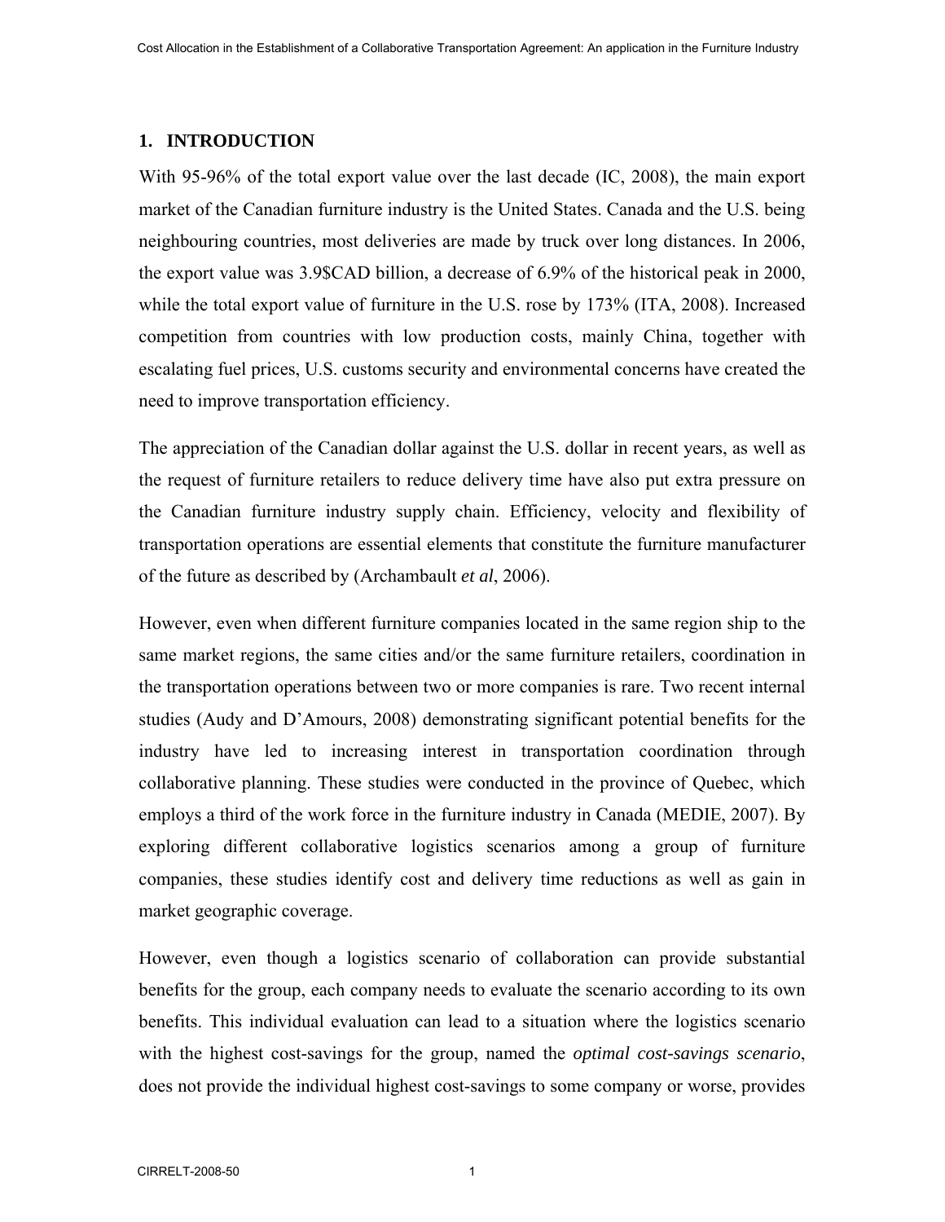## 1. INTRODUCTION

With 95-96% of the total export value over the last decade (IC, 2008), the main export market of the Canadian furniture industry is the United States. Canada and the U.S. being neighbouring countries, most deliveries are made by truck over long distances. In 2006, the export value was 3.9$CAD billion, a decrease of 6.9% of the historical peak in 2000, while the total export value of furniture in the U.S. rose by 173% (ITA, 2008). Increased competition from countries with low production costs, mainly China, together with escalating fuel prices, U.S. customs security and environmental concerns have created the need to improve transportation efficiency.

The appreciation of the Canadian dollar against the U.S. dollar in recent years, as well as the request of furniture retailers to reduce delivery time have also put extra pressure on the Canadian furniture industry supply chain. Efficiency, velocity and flexibility of transportation operations are essential elements that constitute the furniture manufacturer of the future as described by (Archambault *et al*, 2006).

However, even when different furniture companies located in the same region ship to the same market regions, the same cities and/or the same furniture retailers, coordination in the transportation operations between two or more companies is rare. Two recent internal studies (Audy and D'Amours, 2008) demonstrating significant potential benefits for the industry have led to increasing interest in transportation coordination through collaborative planning. These studies were conducted in the province of Quebec, which employs a third of the work force in the furniture industry in Canada (MEDIE, 2007). By exploring different collaborative logistics scenarios among a group of furniture companies, these studies identify cost and delivery time reductions as well as gain in market geographic coverage.

However, even though a logistics scenario of collaboration can provide substantial benefits for the group, each company needs to evaluate the scenario according to its own benefits. This individual evaluation can lead to a situation where the logistics scenario with the highest cost-savings for the group, named the *optimal cost-savings scenario*, does not provide the individual highest cost-savings to some company or worse, provides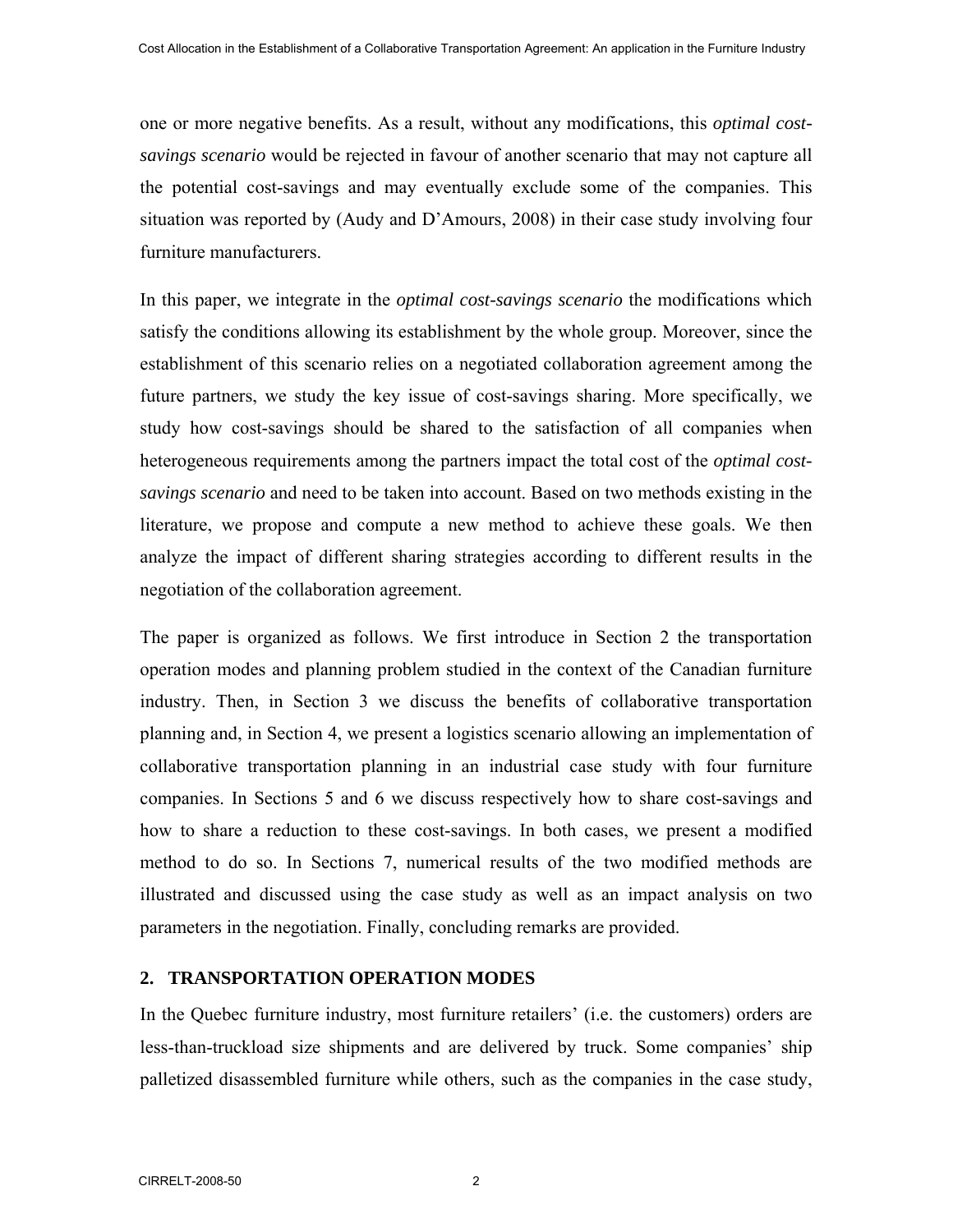one or more negative benefits. As a result, without any modifications, this *optimal cost-savings scenario* would be rejected in favour of another scenario that may not capture all the potential cost-savings and may eventually exclude some of the companies. This situation was reported by (Audy and D'Amours, 2008) in their case study involving four furniture manufacturers.

In this paper, we integrate in the *optimal cost-savings scenario* the modifications which satisfy the conditions allowing its establishment by the whole group. Moreover, since the establishment of this scenario relies on a negotiated collaboration agreement among the future partners, we study the key issue of cost-savings sharing. More specifically, we study how cost-savings should be shared to the satisfaction of all companies when heterogeneous requirements among the partners impact the total cost of the *optimal cost-savings scenario* and need to be taken into account. Based on two methods existing in the literature, we propose and compute a new method to achieve these goals. We then analyze the impact of different sharing strategies according to different results in the negotiation of the collaboration agreement.

The paper is organized as follows. We first introduce in Section 2 the transportation operation modes and planning problem studied in the context of the Canadian furniture industry. Then, in Section 3 we discuss the benefits of collaborative transportation planning and, in Section 4, we present a logistics scenario allowing an implementation of collaborative transportation planning in an industrial case study with four furniture companies. In Sections 5 and 6 we discuss respectively how to share cost-savings and how to share a reduction to these cost-savings. In both cases, we present a modified method to do so. In Sections 7, numerical results of the two modified methods are illustrated and discussed using the case study as well as an impact analysis on two parameters in the negotiation. Finally, concluding remarks are provided.

## 2. TRANSPORTATION OPERATION MODES

In the Quebec furniture industry, most furniture retailers' (i.e. the customers) orders are less-than-truckload size shipments and are delivered by truck. Some companies' ship palletized disassembled furniture while others, such as the companies in the case study,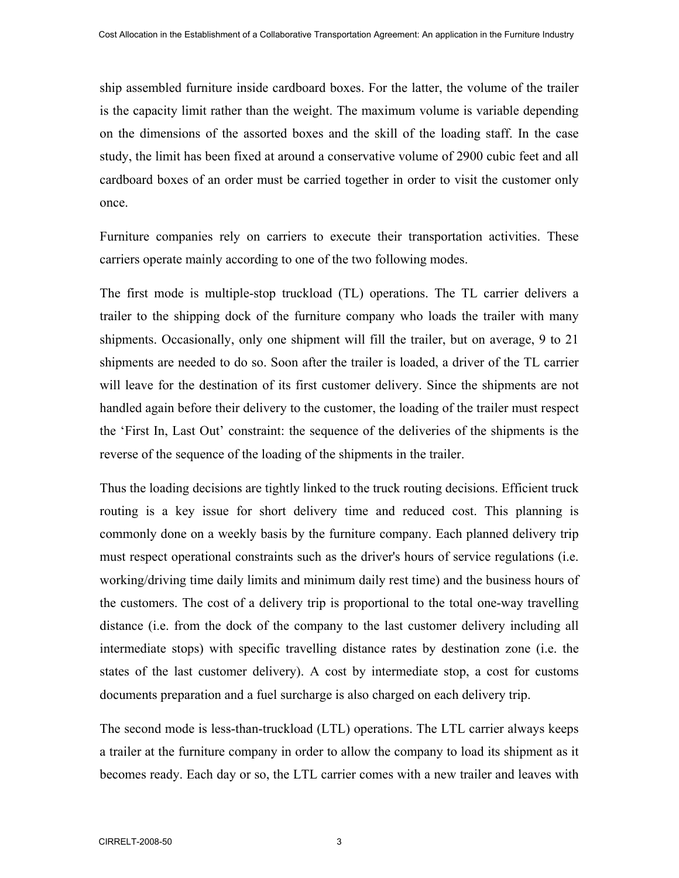ship assembled furniture inside cardboard boxes. For the latter, the volume of the trailer is the capacity limit rather than the weight. The maximum volume is variable depending on the dimensions of the assorted boxes and the skill of the loading staff. In the case study, the limit has been fixed at around a conservative volume of 2900 cubic feet and all cardboard boxes of an order must be carried together in order to visit the customer only once.

Furniture companies rely on carriers to execute their transportation activities. These carriers operate mainly according to one of the two following modes.

The first mode is multiple-stop truckload (TL) operations. The TL carrier delivers a trailer to the shipping dock of the furniture company who loads the trailer with many shipments. Occasionally, only one shipment will fill the trailer, but on average, 9 to 21 shipments are needed to do so. Soon after the trailer is loaded, a driver of the TL carrier will leave for the destination of its first customer delivery. Since the shipments are not handled again before their delivery to the customer, the loading of the trailer must respect the 'First In, Last Out' constraint: the sequence of the deliveries of the shipments is the reverse of the sequence of the loading of the shipments in the trailer.

Thus the loading decisions are tightly linked to the truck routing decisions. Efficient truck routing is a key issue for short delivery time and reduced cost. This planning is commonly done on a weekly basis by the furniture company. Each planned delivery trip must respect operational constraints such as the driver's hours of service regulations (i.e. working/driving time daily limits and minimum daily rest time) and the business hours of the customers. The cost of a delivery trip is proportional to the total one-way travelling distance (i.e. from the dock of the company to the last customer delivery including all intermediate stops) with specific travelling distance rates by destination zone (i.e. the states of the last customer delivery). A cost by intermediate stop, a cost for customs documents preparation and a fuel surcharge is also charged on each delivery trip.

The second mode is less-than-truckload (LTL) operations. The LTL carrier always keeps a trailer at the furniture company in order to allow the company to load its shipment as it becomes ready. Each day or so, the LTL carrier comes with a new trailer and leaves with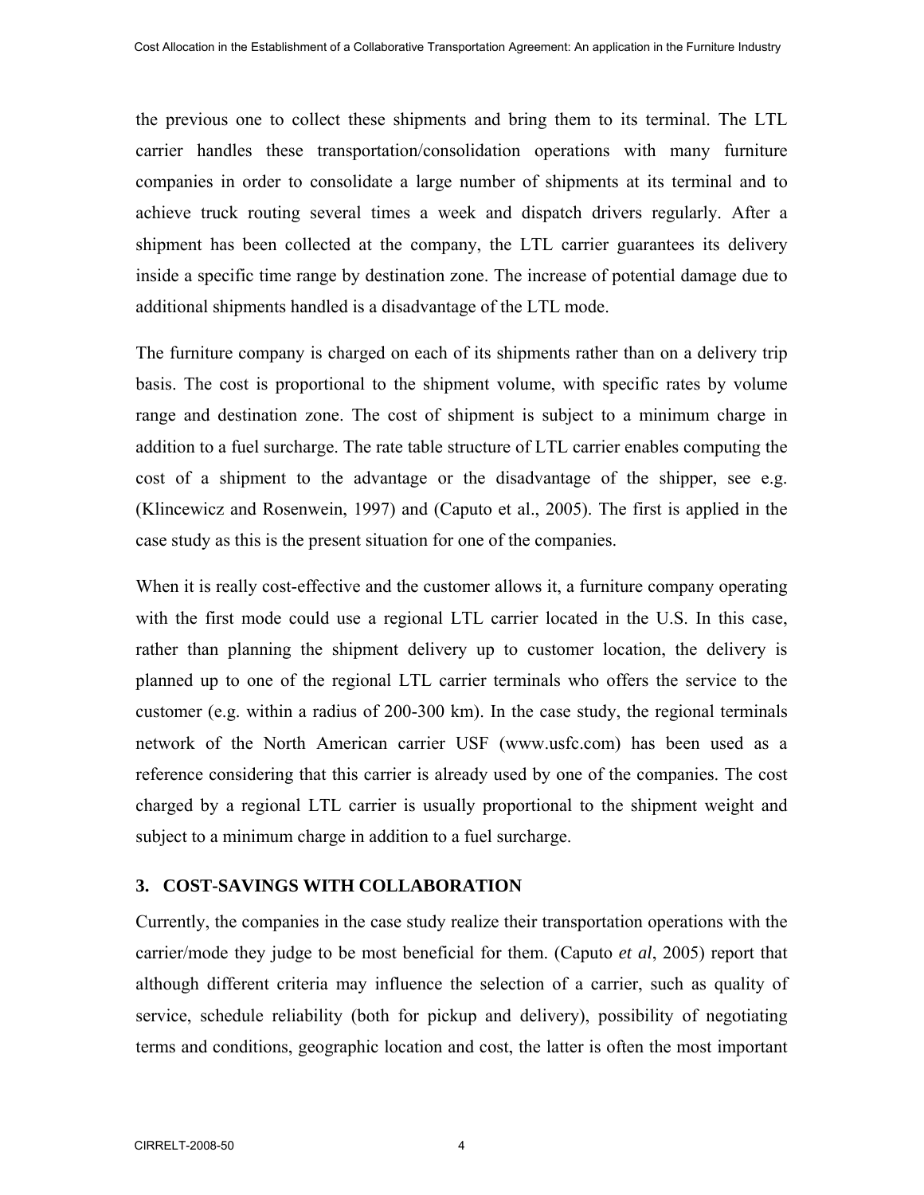the previous one to collect these shipments and bring them to its terminal. The LTL carrier handles these transportation/consolidation operations with many furniture companies in order to consolidate a large number of shipments at its terminal and to achieve truck routing several times a week and dispatch drivers regularly. After a shipment has been collected at the company, the LTL carrier guarantees its delivery inside a specific time range by destination zone. The increase of potential damage due to additional shipments handled is a disadvantage of the LTL mode.

The furniture company is charged on each of its shipments rather than on a delivery trip basis. The cost is proportional to the shipment volume, with specific rates by volume range and destination zone. The cost of shipment is subject to a minimum charge in addition to a fuel surcharge. The rate table structure of LTL carrier enables computing the cost of a shipment to the advantage or the disadvantage of the shipper, see e.g. (Klincewicz and Rosenwein, 1997) and (Caputo et al., 2005). The first is applied in the case study as this is the present situation for one of the companies.

When it is really cost-effective and the customer allows it, a furniture company operating with the first mode could use a regional LTL carrier located in the U.S. In this case, rather than planning the shipment delivery up to customer location, the delivery is planned up to one of the regional LTL carrier terminals who offers the service to the customer (e.g. within a radius of 200-300 km). In the case study, the regional terminals network of the North American carrier USF (www.usfc.com) has been used as a reference considering that this carrier is already used by one of the companies. The cost charged by a regional LTL carrier is usually proportional to the shipment weight and subject to a minimum charge in addition to a fuel surcharge.

## 3. COST-SAVINGS WITH COLLABORATION

Currently, the companies in the case study realize their transportation operations with the carrier/mode they judge to be most beneficial for them. (Caputo *et al*, 2005) report that although different criteria may influence the selection of a carrier, such as quality of service, schedule reliability (both for pickup and delivery), possibility of negotiating terms and conditions, geographic location and cost, the latter is often the most important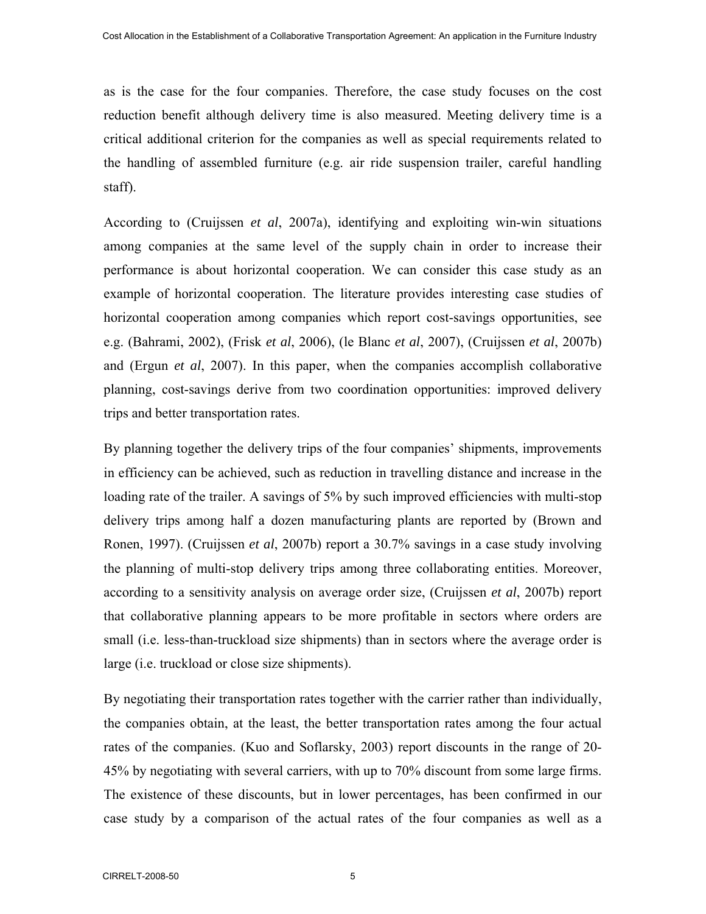as is the case for the four companies. Therefore, the case study focuses on the cost reduction benefit although delivery time is also measured. Meeting delivery time is a critical additional criterion for the companies as well as special requirements related to the handling of assembled furniture (e.g. air ride suspension trailer, careful handling staff).

According to (Cruijssen *et al*, 2007a), identifying and exploiting win-win situations among companies at the same level of the supply chain in order to increase their performance is about horizontal cooperation. We can consider this case study as an example of horizontal cooperation. The literature provides interesting case studies of horizontal cooperation among companies which report cost-savings opportunities, see e.g. (Bahrami, 2002), (Frisk *et al*, 2006), (le Blanc *et al*, 2007), (Cruijssen *et al*, 2007b) and (Ergun *et al*, 2007). In this paper, when the companies accomplish collaborative planning, cost-savings derive from two coordination opportunities: improved delivery trips and better transportation rates.

By planning together the delivery trips of the four companies' shipments, improvements in efficiency can be achieved, such as reduction in travelling distance and increase in the loading rate of the trailer. A savings of 5% by such improved efficiencies with multi-stop delivery trips among half a dozen manufacturing plants are reported by (Brown and Ronen, 1997). (Cruijssen *et al*, 2007b) report a 30.7% savings in a case study involving the planning of multi-stop delivery trips among three collaborating entities. Moreover, according to a sensitivity analysis on average order size, (Cruijssen *et al*, 2007b) report that collaborative planning appears to be more profitable in sectors where orders are small (i.e. less-than-truckload size shipments) than in sectors where the average order is large (i.e. truckload or close size shipments).

By negotiating their transportation rates together with the carrier rather than individually, the companies obtain, at the least, the better transportation rates among the four actual rates of the companies. (Kuo and Soflarsky, 2003) report discounts in the range of 20-45% by negotiating with several carriers, with up to 70% discount from some large firms. The existence of these discounts, but in lower percentages, has been confirmed in our case study by a comparison of the actual rates of the four companies as well as a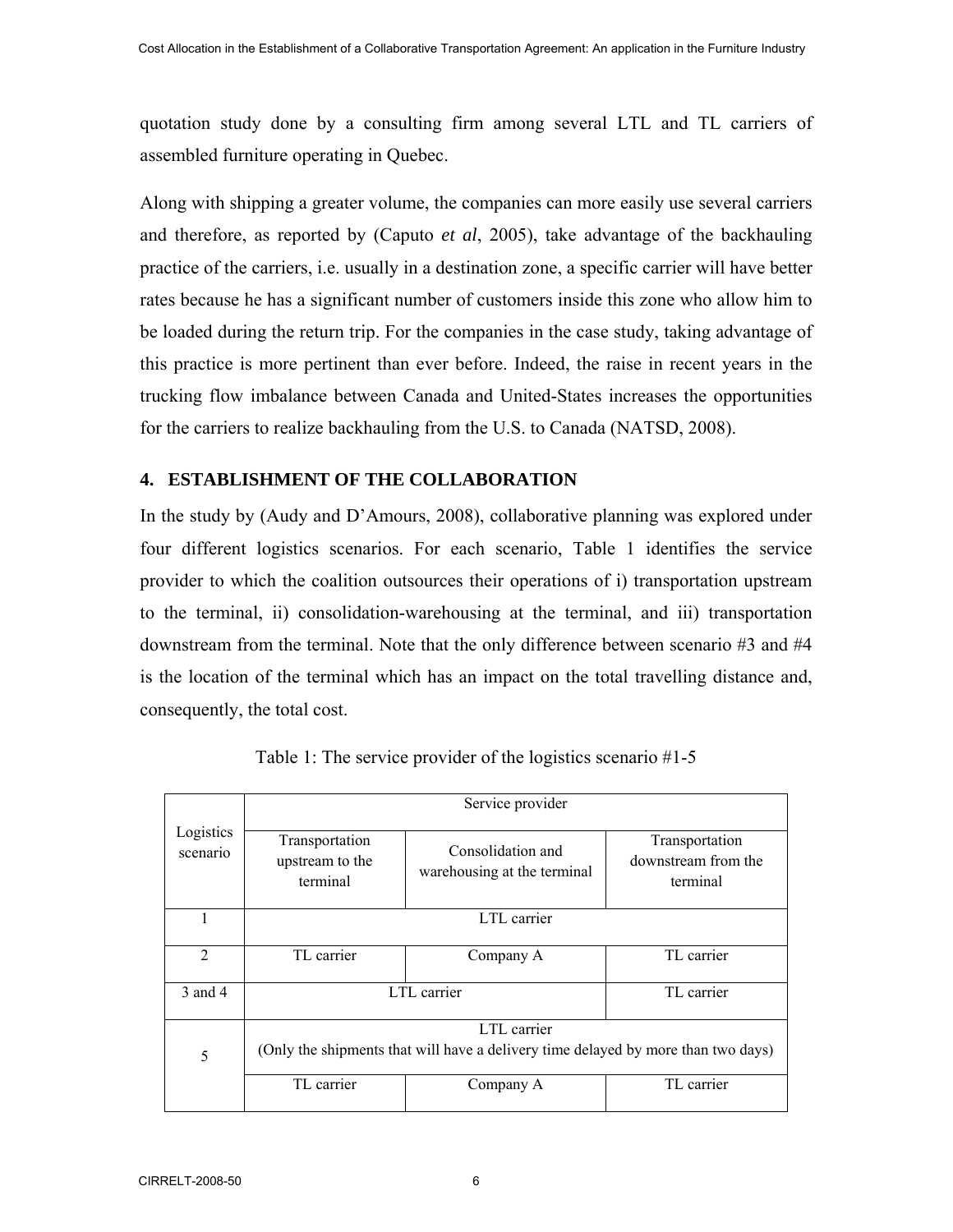quotation study done by a consulting firm among several LTL and TL carriers of assembled furniture operating in Quebec.

Along with shipping a greater volume, the companies can more easily use several carriers and therefore, as reported by (Caputo *et al*, 2005), take advantage of the backhauling practice of the carriers, i.e. usually in a destination zone, a specific carrier will have better rates because he has a significant number of customers inside this zone who allow him to be loaded during the return trip. For the companies in the case study, taking advantage of this practice is more pertinent than ever before. Indeed, the raise in recent years in the trucking flow imbalance between Canada and United-States increases the opportunities for the carriers to realize backhauling from the U.S. to Canada (NATSD, 2008).

## 4. ESTABLISHMENT OF THE COLLABORATION

In the study by (Audy and D'Amours, 2008), collaborative planning was explored under four different logistics scenarios. For each scenario, Table 1 identifies the service provider to which the coalition outsources their operations of i) transportation upstream to the terminal, ii) consolidation-warehousing at the terminal, and iii) transportation downstream from the terminal. Note that the only difference between scenario #3 and #4 is the location of the terminal which has an impact on the total travelling distance and, consequently, the total cost.

Table 1: The service provider of the logistics scenario #1-5

| Logistics scenario | Service provider | | |
|---|---|---|---|
| | Transportation upstream to the terminal | Consolidation and warehousing at the terminal | Transportation downstream from the terminal |
| 1 | LTL carrier | | |
| 2 | TL carrier | Company A | TL carrier |
| 3 and 4 | LTL carrier | | TL carrier |
| 5 | LTL carrier (Only the shipments that will have a delivery time delayed by more than two days) | | |
| | TL carrier | Company A | TL carrier |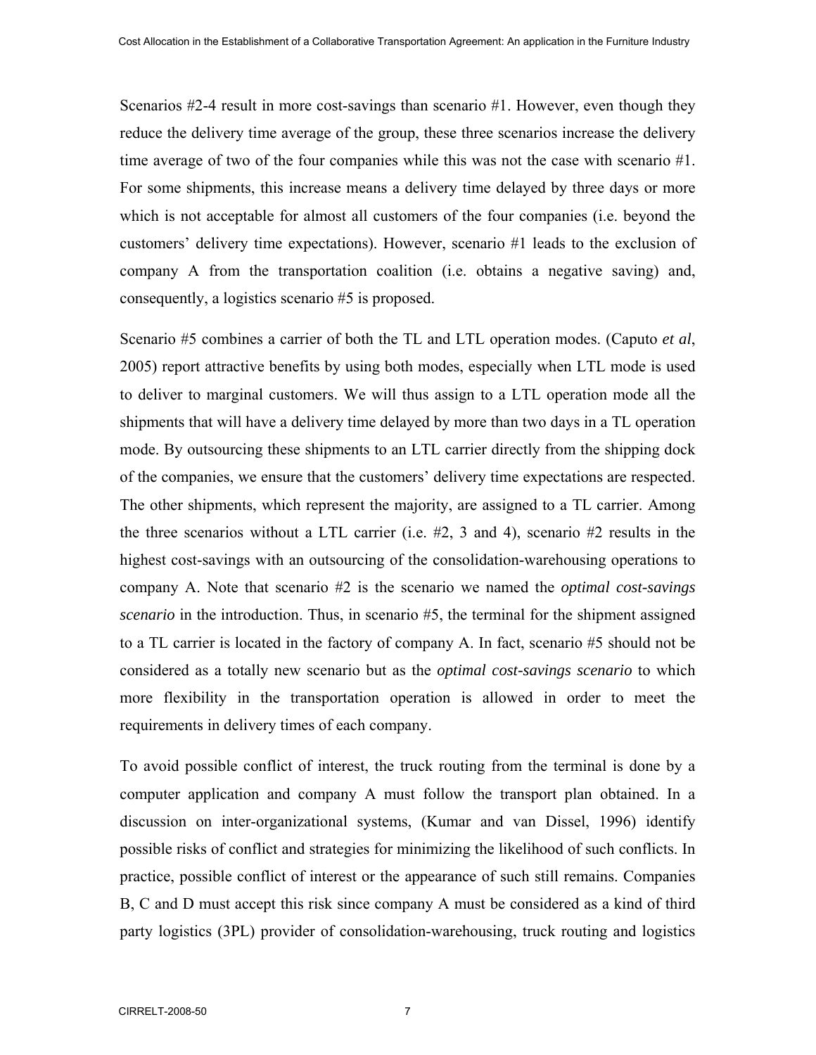Scenarios #2-4 result in more cost-savings than scenario #1. However, even though they reduce the delivery time average of the group, these three scenarios increase the delivery time average of two of the four companies while this was not the case with scenario #1. For some shipments, this increase means a delivery time delayed by three days or more which is not acceptable for almost all customers of the four companies (i.e. beyond the customers' delivery time expectations). However, scenario #1 leads to the exclusion of company A from the transportation coalition (i.e. obtains a negative saving) and, consequently, a logistics scenario #5 is proposed.

Scenario #5 combines a carrier of both the TL and LTL operation modes. (Caputo *et al*, 2005) report attractive benefits by using both modes, especially when LTL mode is used to deliver to marginal customers. We will thus assign to a LTL operation mode all the shipments that will have a delivery time delayed by more than two days in a TL operation mode. By outsourcing these shipments to an LTL carrier directly from the shipping dock of the companies, we ensure that the customers' delivery time expectations are respected. The other shipments, which represent the majority, are assigned to a TL carrier. Among the three scenarios without a LTL carrier (i.e. #2, 3 and 4), scenario #2 results in the highest cost-savings with an outsourcing of the consolidation-warehousing operations to company A. Note that scenario #2 is the scenario we named the *optimal cost-savings scenario* in the introduction. Thus, in scenario #5, the terminal for the shipment assigned to a TL carrier is located in the factory of company A. In fact, scenario #5 should not be considered as a totally new scenario but as the *optimal cost-savings scenario* to which more flexibility in the transportation operation is allowed in order to meet the requirements in delivery times of each company.

To avoid possible conflict of interest, the truck routing from the terminal is done by a computer application and company A must follow the transport plan obtained. In a discussion on inter-organizational systems, (Kumar and van Dissel, 1996) identify possible risks of conflict and strategies for minimizing the likelihood of such conflicts. In practice, possible conflict of interest or the appearance of such still remains. Companies B, C and D must accept this risk since company A must be considered as a kind of third party logistics (3PL) provider of consolidation-warehousing, truck routing and logistics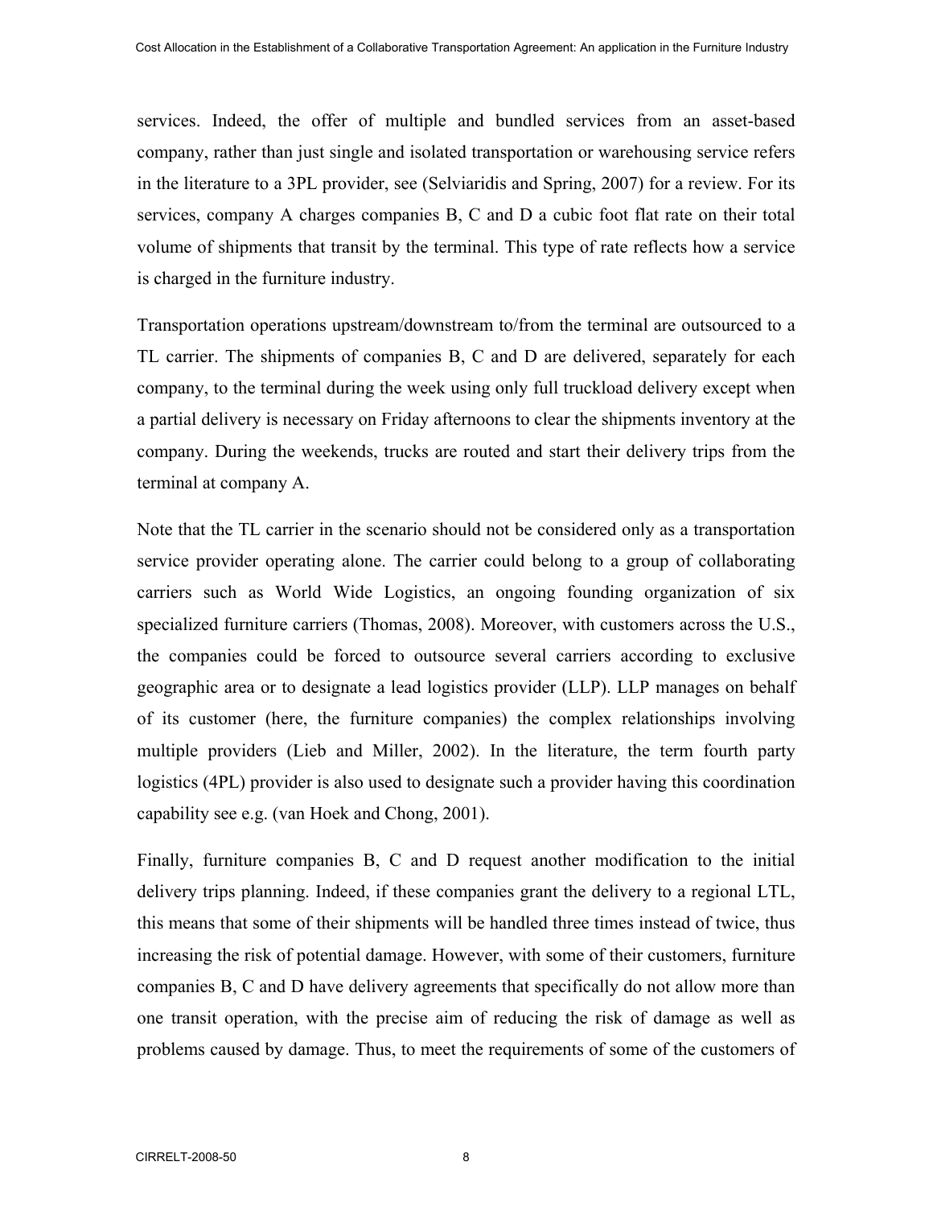services. Indeed, the offer of multiple and bundled services from an asset-based company, rather than just single and isolated transportation or warehousing service refers in the literature to a 3PL provider, see (Selviaridis and Spring, 2007) for a review. For its services, company A charges companies B, C and D a cubic foot flat rate on their total volume of shipments that transit by the terminal. This type of rate reflects how a service is charged in the furniture industry.

Transportation operations upstream/downstream to/from the terminal are outsourced to a TL carrier. The shipments of companies B, C and D are delivered, separately for each company, to the terminal during the week using only full truckload delivery except when a partial delivery is necessary on Friday afternoons to clear the shipments inventory at the company. During the weekends, trucks are routed and start their delivery trips from the terminal at company A.

Note that the TL carrier in the scenario should not be considered only as a transportation service provider operating alone. The carrier could belong to a group of collaborating carriers such as World Wide Logistics, an ongoing founding organization of six specialized furniture carriers (Thomas, 2008). Moreover, with customers across the U.S., the companies could be forced to outsource several carriers according to exclusive geographic area or to designate a lead logistics provider (LLP). LLP manages on behalf of its customer (here, the furniture companies) the complex relationships involving multiple providers (Lieb and Miller, 2002). In the literature, the term fourth party logistics (4PL) provider is also used to designate such a provider having this coordination capability see e.g. (van Hoek and Chong, 2001).

Finally, furniture companies B, C and D request another modification to the initial delivery trips planning. Indeed, if these companies grant the delivery to a regional LTL, this means that some of their shipments will be handled three times instead of twice, thus increasing the risk of potential damage. However, with some of their customers, furniture companies B, C and D have delivery agreements that specifically do not allow more than one transit operation, with the precise aim of reducing the risk of damage as well as problems caused by damage. Thus, to meet the requirements of some of the customers of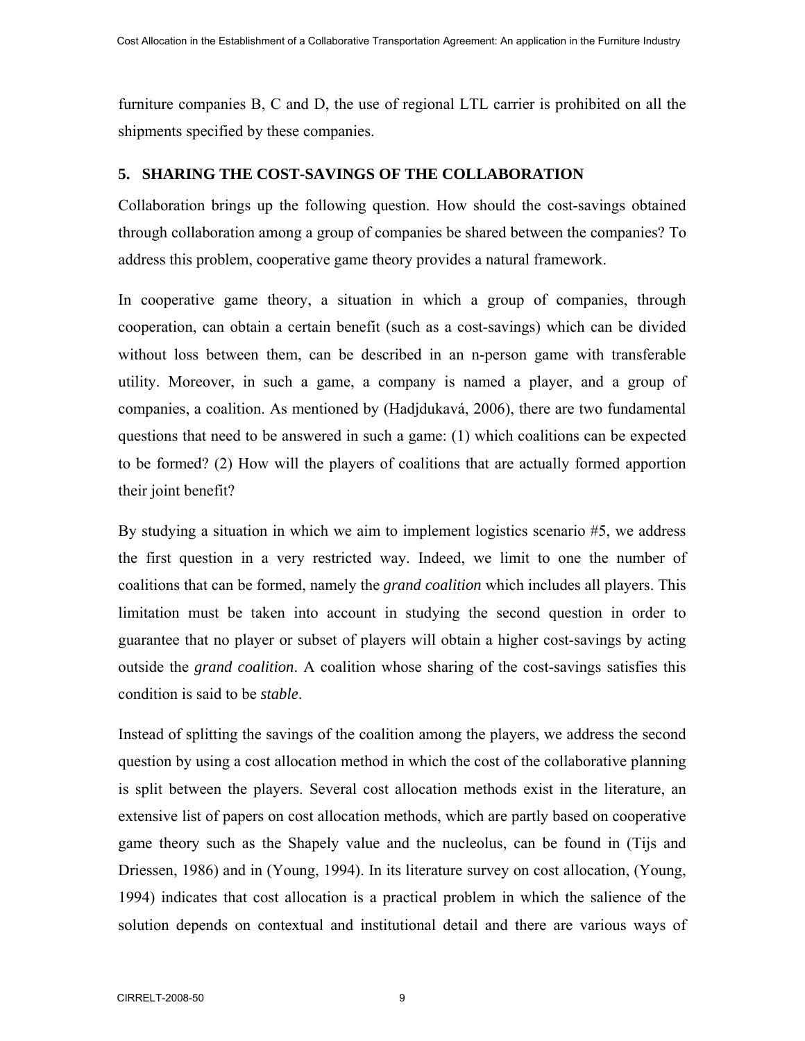furniture companies B, C and D, the use of regional LTL carrier is prohibited on all the shipments specified by these companies.

## 5. SHARING THE COST-SAVINGS OF THE COLLABORATION

Collaboration brings up the following question. How should the cost-savings obtained through collaboration among a group of companies be shared between the companies? To address this problem, cooperative game theory provides a natural framework.

In cooperative game theory, a situation in which a group of companies, through cooperation, can obtain a certain benefit (such as a cost-savings) which can be divided without loss between them, can be described in an n-person game with transferable utility. Moreover, in such a game, a company is named a player, and a group of companies, a coalition. As mentioned by (Hadjduková, 2006), there are two fundamental questions that need to be answered in such a game: (1) which coalitions can be expected to be formed? (2) How will the players of coalitions that are actually formed apportion their joint benefit?

By studying a situation in which we aim to implement logistics scenario #5, we address the first question in a very restricted way. Indeed, we limit to one the number of coalitions that can be formed, namely the *grand coalition* which includes all players. This limitation must be taken into account in studying the second question in order to guarantee that no player or subset of players will obtain a higher cost-savings by acting outside the *grand coalition*. A coalition whose sharing of the cost-savings satisfies this condition is said to be *stable*.

Instead of splitting the savings of the coalition among the players, we address the second question by using a cost allocation method in which the cost of the collaborative planning is split between the players. Several cost allocation methods exist in the literature, an extensive list of papers on cost allocation methods, which are partly based on cooperative game theory such as the Shapely value and the nucleolus, can be found in (Tijs and Driessen, 1986) and in (Young, 1994). In its literature survey on cost allocation, (Young, 1994) indicates that cost allocation is a practical problem in which the salience of the solution depends on contextual and institutional detail and there are various ways of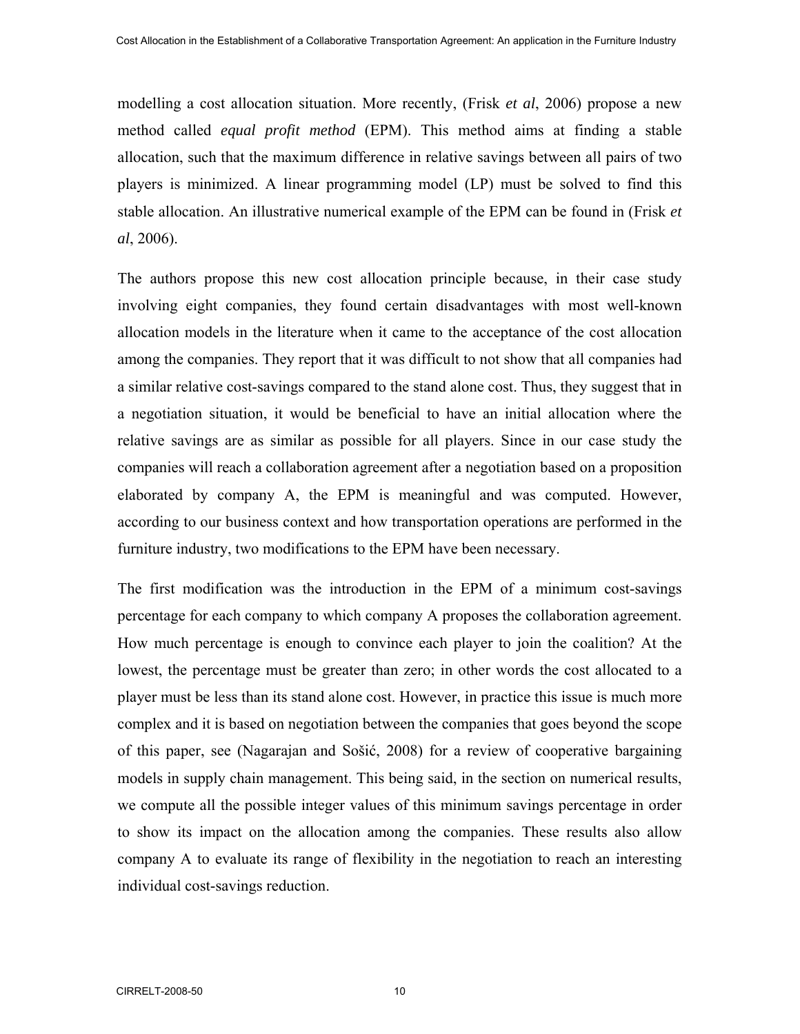modelling a cost allocation situation. More recently, (Frisk *et al*, 2006) propose a new method called *equal profit method* (EPM). This method aims at finding a stable allocation, such that the maximum difference in relative savings between all pairs of two players is minimized. A linear programming model (LP) must be solved to find this stable allocation. An illustrative numerical example of the EPM can be found in (Frisk *et al*, 2006).

The authors propose this new cost allocation principle because, in their case study involving eight companies, they found certain disadvantages with most well-known allocation models in the literature when it came to the acceptance of the cost allocation among the companies. They report that it was difficult to not show that all companies had a similar relative cost-savings compared to the stand alone cost. Thus, they suggest that in a negotiation situation, it would be beneficial to have an initial allocation where the relative savings are as similar as possible for all players. Since in our case study the companies will reach a collaboration agreement after a negotiation based on a proposition elaborated by company A, the EPM is meaningful and was computed. However, according to our business context and how transportation operations are performed in the furniture industry, two modifications to the EPM have been necessary.

The first modification was the introduction in the EPM of a minimum cost-savings percentage for each company to which company A proposes the collaboration agreement. How much percentage is enough to convince each player to join the coalition? At the lowest, the percentage must be greater than zero; in other words the cost allocated to a player must be less than its stand alone cost. However, in practice this issue is much more complex and it is based on negotiation between the companies that goes beyond the scope of this paper, see (Nagarajan and Sošić, 2008) for a review of cooperative bargaining models in supply chain management. This being said, in the section on numerical results, we compute all the possible integer values of this minimum savings percentage in order to show its impact on the allocation among the companies. These results also allow company A to evaluate its range of flexibility in the negotiation to reach an interesting individual cost-savings reduction.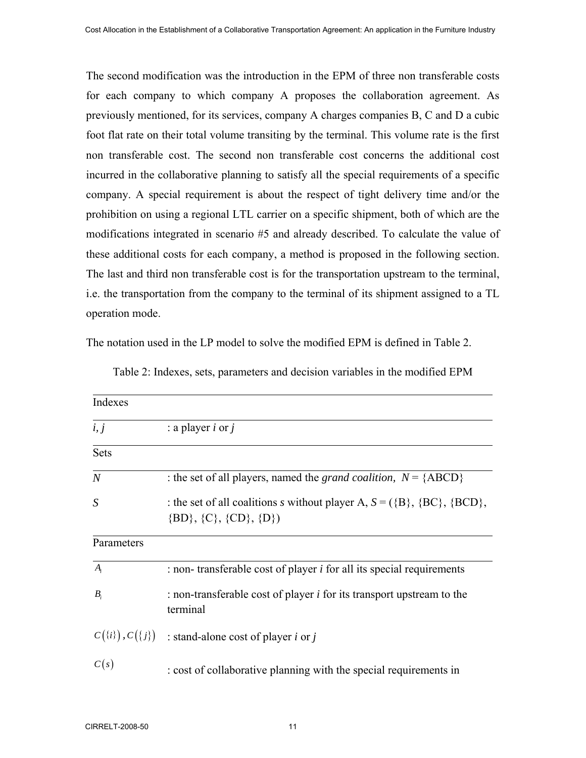The second modification was the introduction in the EPM of three non transferable costs for each company to which company A proposes the collaboration agreement. As previously mentioned, for its services, company A charges companies B, C and D a cubic foot flat rate on their total volume transiting by the terminal. This volume rate is the first non transferable cost. The second non transferable cost concerns the additional cost incurred in the collaborative planning to satisfy all the special requirements of a specific company. A special requirement is about the respect of tight delivery time and/or the prohibition on using a regional LTL carrier on a specific shipment, both of which are the modifications integrated in scenario #5 and already described. To calculate the value of these additional costs for each company, a method is proposed in the following section. The last and third non transferable cost is for the transportation upstream to the terminal, i.e. the transportation from the company to the terminal of its shipment assigned to a TL operation mode.

The notation used in the LP model to solve the modified EPM is defined in Table 2.

Table 2: Indexes, sets, parameters and decision variables in the modified EPM

| Indexes | |
|---|---|
| *i, j* | : a player *i* or *j* |
| **Sets** | |
| $N$ | : the set of all players, named the *grand coalition,* $N = \{ABCD\}$ |
| $S$ | : the set of all coalitions *s* without player A, $S = (\{B\}, \{BC\}, \{BCD\}, \{BD\}, \{C\}, \{CD\}, \{D\})$ |
| **Parameters** | |
| $A_i$ | : non- transferable cost of player *i* for all its special requirements |
| $B_i$ | : non-transferable cost of player *i* for its transport upstream to the terminal |
| $C(\{i\}), C(\{j\})$ | : stand-alone cost of player *i* or *j* |
| $C(s)$ | : cost of collaborative planning with the special requirements in |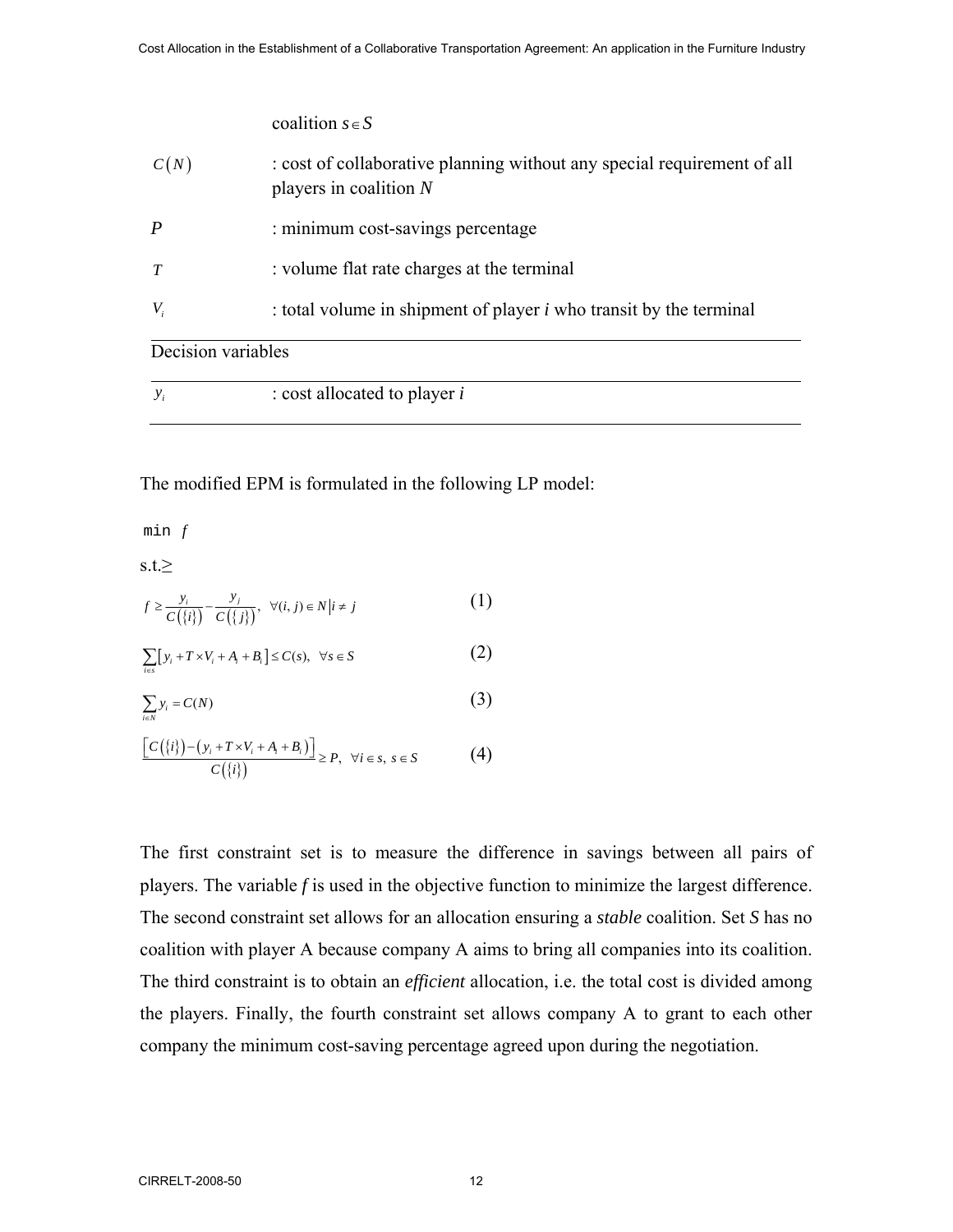| | |
|---|---|
| | coalition $s \in S$ |
| $C(N)$ | : cost of collaborative planning without any special requirement of all players in coalition *N* |
| $P$ | : minimum cost-savings percentage |
| $T$ | : volume flat rate charges at the terminal |
| $V_i$ | : total volume in shipment of player *i* who transit by the terminal |
| Decision variables | |
| $y_i$ | : cost allocated to player *i* |

The modified EPM is formulated in the following LP model:

min $f$

s.t.≥

$$f \geq \frac{y_i}{C(\{i\})} - \frac{y_j}{C(\{j\})}, \quad \forall (i,j) \in N \,|\, i \neq j \tag{1}$$

$$\sum_{i \in s} \left[ y_i + T \times V_i + A_i + B_i \right] \leq C(s), \quad \forall s \in S \tag{2}$$

$$\sum_{i \in N} y_i = C(N) \tag{3}$$

$$\frac{\left[ C(\{i\}) - \left( y_i + T \times V_i + A_i + B_i \right) \right]}{C(\{i\})} \geq P, \quad \forall i \in s, \; s \in S \tag{4}$$

The first constraint set is to measure the difference in savings between all pairs of players. The variable *f* is used in the objective function to minimize the largest difference. The second constraint set allows for an allocation ensuring a *stable* coalition. Set *S* has no coalition with player A because company A aims to bring all companies into its coalition. The third constraint is to obtain an *efficient* allocation, i.e. the total cost is divided among the players. Finally, the fourth constraint set allows company A to grant to each other company the minimum cost-saving percentage agreed upon during the negotiation.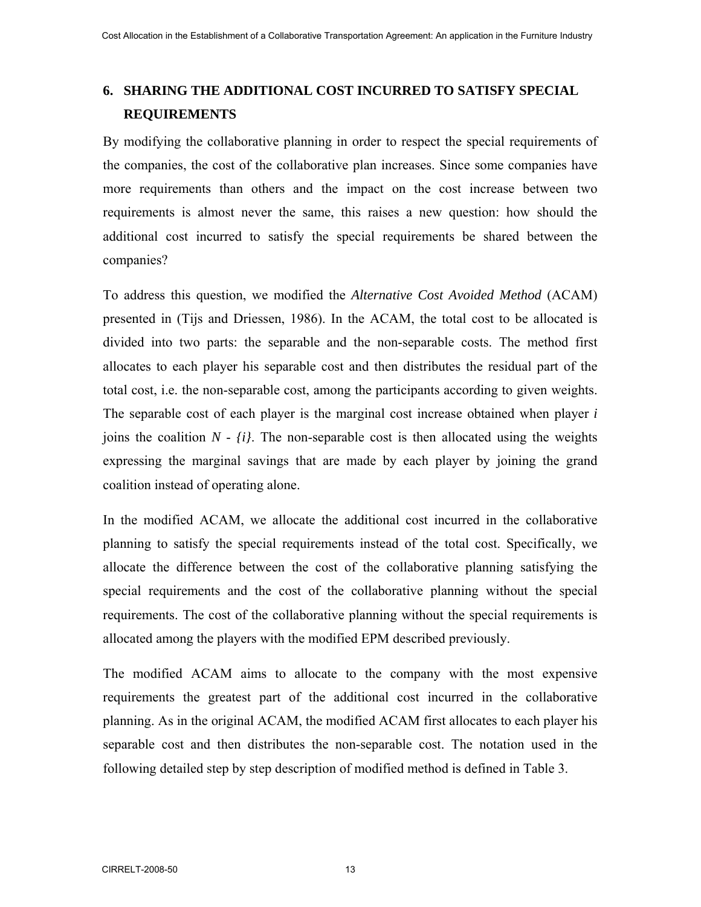## 6. SHARING THE ADDITIONAL COST INCURRED TO SATISFY SPECIAL REQUIREMENTS

By modifying the collaborative planning in order to respect the special requirements of the companies, the cost of the collaborative plan increases. Since some companies have more requirements than others and the impact on the cost increase between two requirements is almost never the same, this raises a new question: how should the additional cost incurred to satisfy the special requirements be shared between the companies?

To address this question, we modified the *Alternative Cost Avoided Method* (ACAM) presented in (Tijs and Driessen, 1986). In the ACAM, the total cost to be allocated is divided into two parts: the separable and the non-separable costs. The method first allocates to each player his separable cost and then distributes the residual part of the total cost, i.e. the non-separable cost, among the participants according to given weights. The separable cost of each player is the marginal cost increase obtained when player $i$ joins the coalition $N$ - $\{i\}$. The non-separable cost is then allocated using the weights expressing the marginal savings that are made by each player by joining the grand coalition instead of operating alone.

In the modified ACAM, we allocate the additional cost incurred in the collaborative planning to satisfy the special requirements instead of the total cost. Specifically, we allocate the difference between the cost of the collaborative planning satisfying the special requirements and the cost of the collaborative planning without the special requirements. The cost of the collaborative planning without the special requirements is allocated among the players with the modified EPM described previously.

The modified ACAM aims to allocate to the company with the most expensive requirements the greatest part of the additional cost incurred in the collaborative planning. As in the original ACAM, the modified ACAM first allocates to each player his separable cost and then distributes the non-separable cost. The notation used in the following detailed step by step description of modified method is defined in Table 3.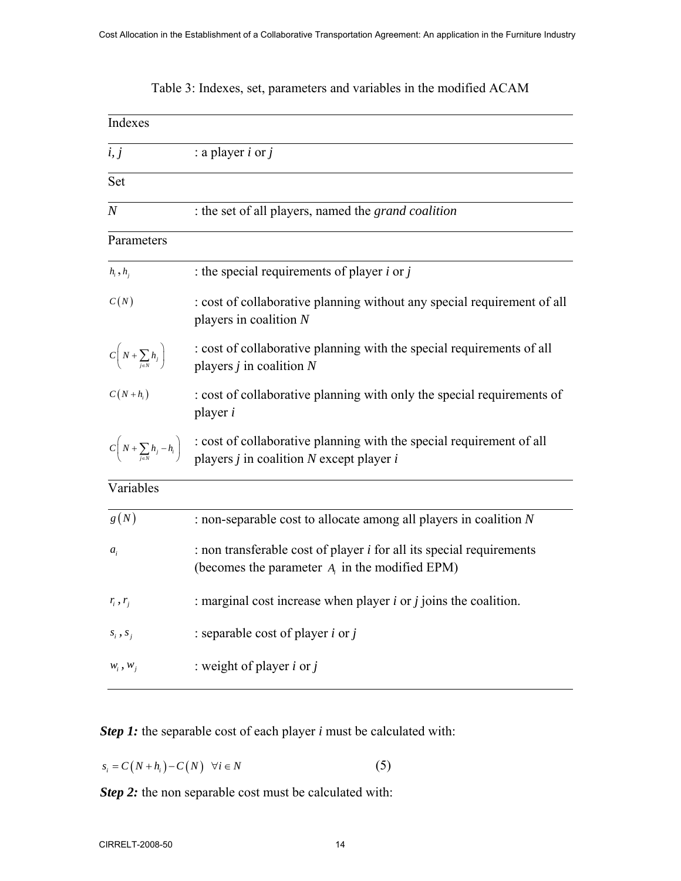Table 3: Indexes, set, parameters and variables in the modified ACAM

| Indexes | |
|---|---|
| $i, j$ | : a player *i* or *j* |
| **Set** | |
| $N$ | : the set of all players, named the *grand coalition* |
| **Parameters** | |
| $h_i, h_j$ | : the special requirements of player *i* or *j* |
| $C(N)$ | : cost of collaborative planning without any special requirement of all players in coalition *N* |
| $C\left(N + \sum_{j \in N} h_j\right)$ | : cost of collaborative planning with the special requirements of all players *j* in coalition *N* |
| $C(N + h_i)$ | : cost of collaborative planning with only the special requirements of player *i* |
| $C\left(N + \sum_{j \in N} h_j - h_i\right)$ | : cost of collaborative planning with the special requirement of all players *j* in coalition *N* except player *i* |
| **Variables** | |
| $g(N)$ | : non-separable cost to allocate among all players in coalition *N* |
| $a_i$ | : non transferable cost of player *i* for all its special requirements (becomes the parameter $A_i$ in the modified EPM) |
| $r_i, r_j$ | : marginal cost increase when player *i* or *j* joins the coalition. |
| $s_i, s_j$ | : separable cost of player *i* or *j* |
| $w_i, w_j$ | : weight of player *i* or *j* |

***Step 1:*** the separable cost of each player *i* must be calculated with:

$$s_i = C(N + h_i) - C(N) \quad \forall i \in N \tag{5}$$

***Step 2:*** the non separable cost must be calculated with: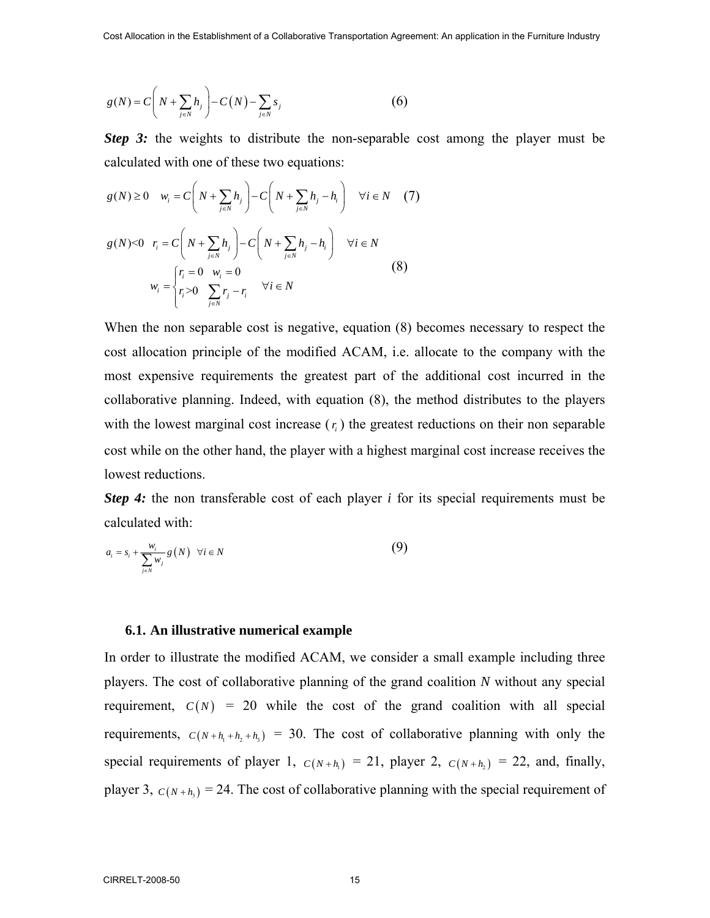$$g(N) = C\left(N + \sum_{j \in N} h_j\right) - C(N) - \sum_{j \in N} s_j \tag{6}$$

***Step 3:*** the weights to distribute the non-separable cost among the player must be calculated with one of these two equations:

$$g(N) \geq 0 \quad w_i = C\left(N + \sum_{j \in N} h_j\right) - C\left(N + \sum_{j \in N} h_j - h_i\right) \quad \forall i \in N \tag{7}$$

$$\begin{gathered} g(N) < 0 \quad r_i = C\left(N + \sum_{j \in N} h_j\right) - C\left(N + \sum_{j \in N} h_j - h_i\right) \quad \forall i \in N \\ w_i = \begin{cases} r_i = 0 & w_i = 0 \\ r_i > 0 & \sum_{j \in N} r_j - r_i \end{cases} \quad \forall i \in N \end{gathered} \tag{8}$$

When the non separable cost is negative, equation (8) becomes necessary to respect the cost allocation principle of the modified ACAM, i.e. allocate to the company with the most expensive requirements the greatest part of the additional cost incurred in the collaborative planning. Indeed, with equation (8), the method distributes to the players with the lowest marginal cost increase ($r_i$) the greatest reductions on their non separable cost while on the other hand, the player with a highest marginal cost increase receives the lowest reductions.

***Step 4:*** the non transferable cost of each player *i* for its special requirements must be calculated with:

$$a_i = s_i + \frac{w_i}{\sum_{j \in N} w_j} g(N) \quad \forall i \in N \tag{9}$$

### 6.1. An illustrative numerical example

In order to illustrate the modified ACAM, we consider a small example including three players. The cost of collaborative planning of the grand coalition *N* without any special requirement, $C(N)$ = 20 while the cost of the grand coalition with all special requirements, $C(N + h_1 + h_2 + h_3)$ = 30. The cost of collaborative planning with only the special requirements of player 1, $C(N + h_1)$ = 21, player 2, $C(N + h_2)$ = 22, and, finally, player 3, $C(N + h_3)$ = 24. The cost of collaborative planning with the special requirement of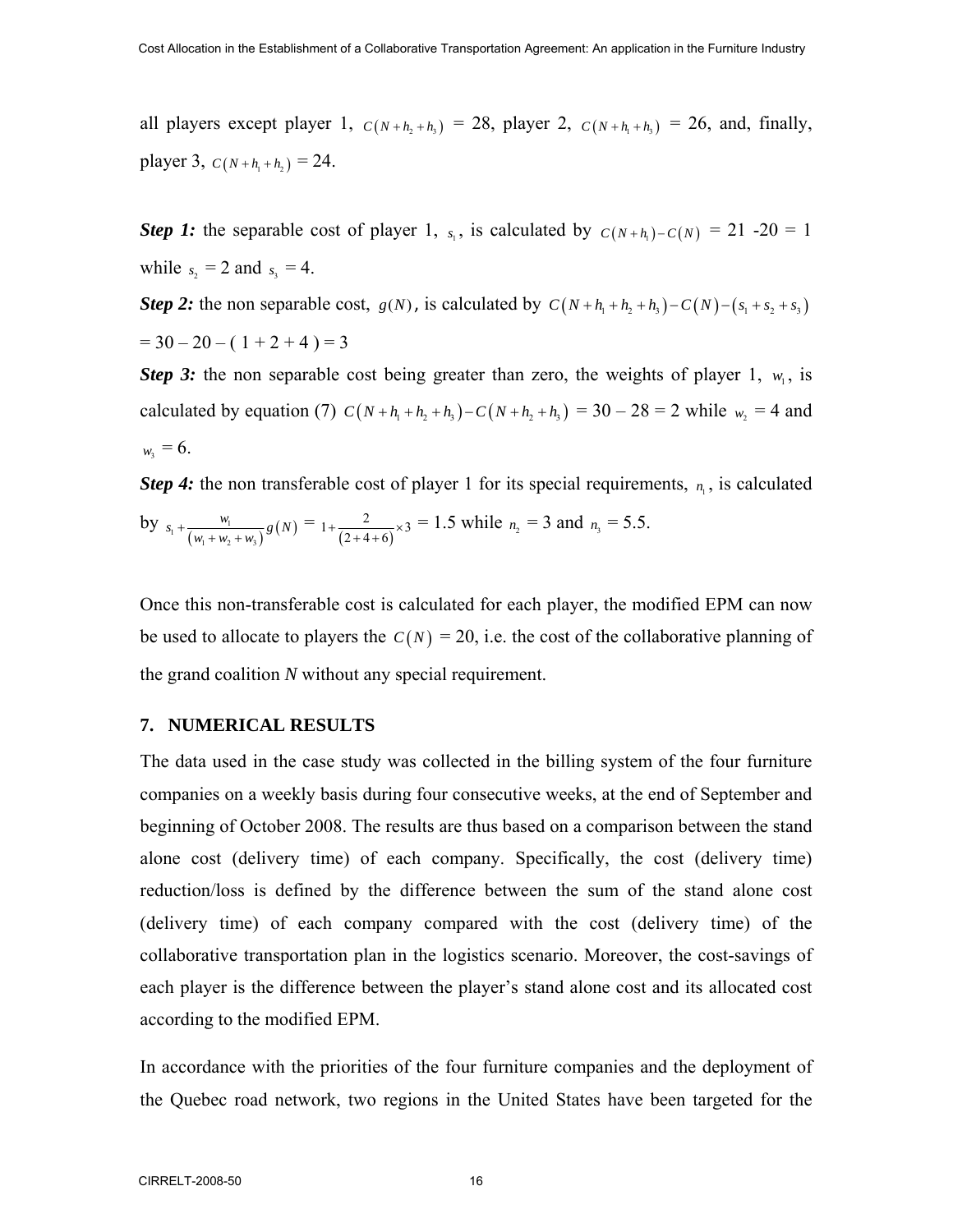all players except player 1, $C(N+h_2+h_3)$ = 28, player 2, $C(N+h_1+h_3)$ = 26, and, finally, player 3, $C(N+h_1+h_2)$ = 24.

***Step 1:*** the separable cost of player 1, $s_1$, is calculated by $C(N+h_1)-C(N)$ = 21 -20 = 1 while $s_2$ = 2 and $s_3$ = 4.

***Step 2:*** the non separable cost, $g(N)$, is calculated by $C(N+h_1+h_2+h_3)-C(N)-(s_1+s_2+s_3)$ = 30 – 20 – ( 1 + 2 + 4 ) = 3

***Step 3:*** the non separable cost being greater than zero, the weights of player 1, $w_1$, is calculated by equation (7) $C(N+h_1+h_2+h_3)-C(N+h_2+h_3)$ = 30 – 28 = 2 while $w_2$ = 4 and $w_3$ = 6.

***Step 4:*** the non transferable cost of player 1 for its special requirements, $n_1$, is calculated by $s_1+\frac{w_1}{(w_1+w_2+w_3)}g(N)$ = $1+\frac{2}{(2+4+6)}\times 3$ = 1.5 while $n_2$ = 3 and $n_3$ = 5.5.

Once this non-transferable cost is calculated for each player, the modified EPM can now be used to allocate to players the $C(N)$ = 20, i.e. the cost of the collaborative planning of the grand coalition *N* without any special requirement.

## 7. NUMERICAL RESULTS

The data used in the case study was collected in the billing system of the four furniture companies on a weekly basis during four consecutive weeks, at the end of September and beginning of October 2008. The results are thus based on a comparison between the stand alone cost (delivery time) of each company. Specifically, the cost (delivery time) reduction/loss is defined by the difference between the sum of the stand alone cost (delivery time) of each company compared with the cost (delivery time) of the collaborative transportation plan in the logistics scenario. Moreover, the cost-savings of each player is the difference between the player's stand alone cost and its allocated cost according to the modified EPM.

In accordance with the priorities of the four furniture companies and the deployment of the Quebec road network, two regions in the United States have been targeted for the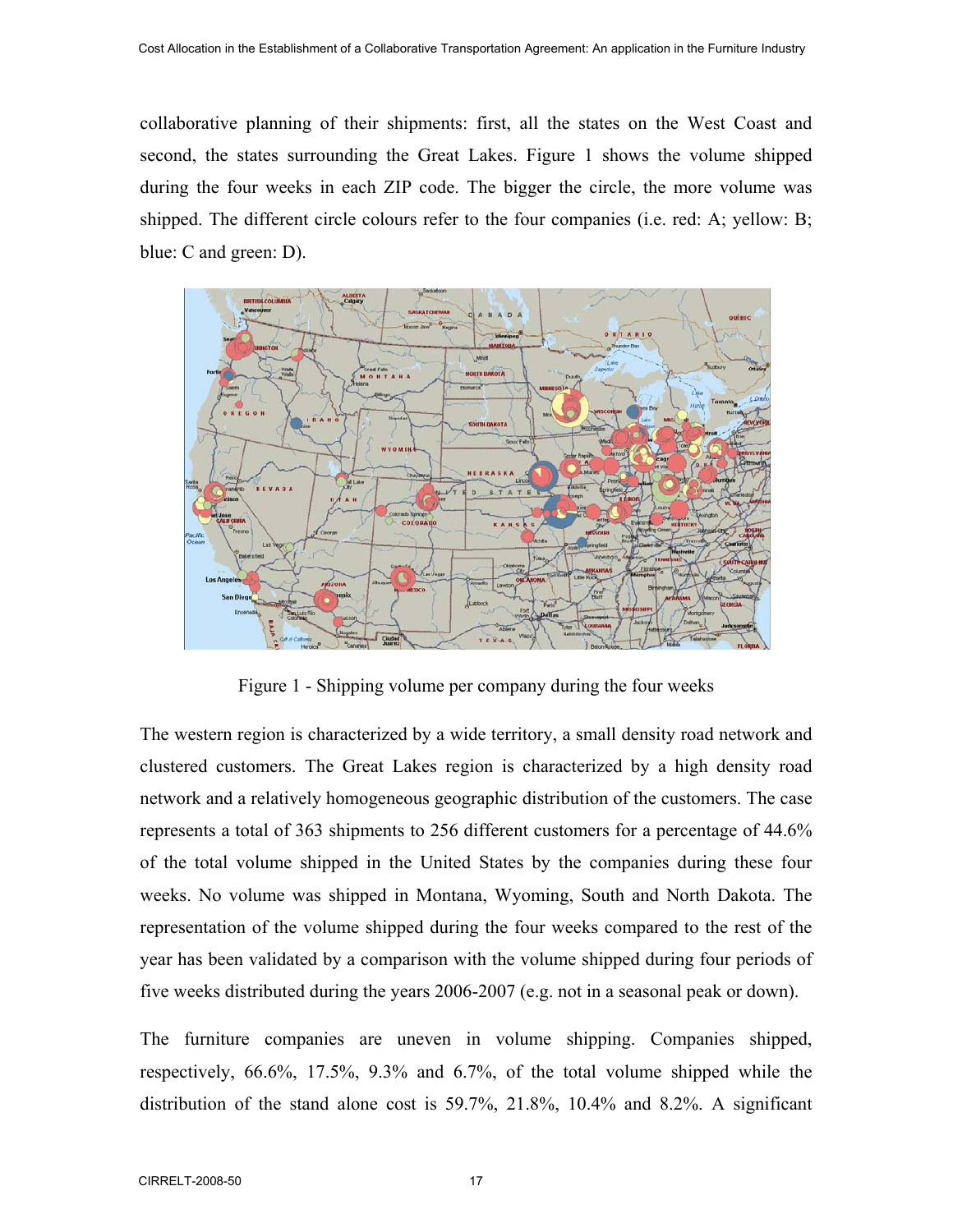collaborative planning of their shipments: first, all the states on the West Coast and second, the states surrounding the Great Lakes. Figure 1 shows the volume shipped during the four weeks in each ZIP code. The bigger the circle, the more volume was shipped. The different circle colours refer to the four companies (i.e. red: A; yellow: B; blue: C and green: D).

Figure 1 - Shipping volume per company during the four weeks

The western region is characterized by a wide territory, a small density road network and clustered customers. The Great Lakes region is characterized by a high density road network and a relatively homogeneous geographic distribution of the customers. The case represents a total of 363 shipments to 256 different customers for a percentage of 44.6% of the total volume shipped in the United States by the companies during these four weeks. No volume was shipped in Montana, Wyoming, South and North Dakota. The representation of the volume shipped during the four weeks compared to the rest of the year has been validated by a comparison with the volume shipped during four periods of five weeks distributed during the years 2006-2007 (e.g. not in a seasonal peak or down).

The furniture companies are uneven in volume shipping. Companies shipped, respectively, 66.6%, 17.5%, 9.3% and 6.7%, of the total volume shipped while the distribution of the stand alone cost is 59.7%, 21.8%, 10.4% and 8.2%. A significant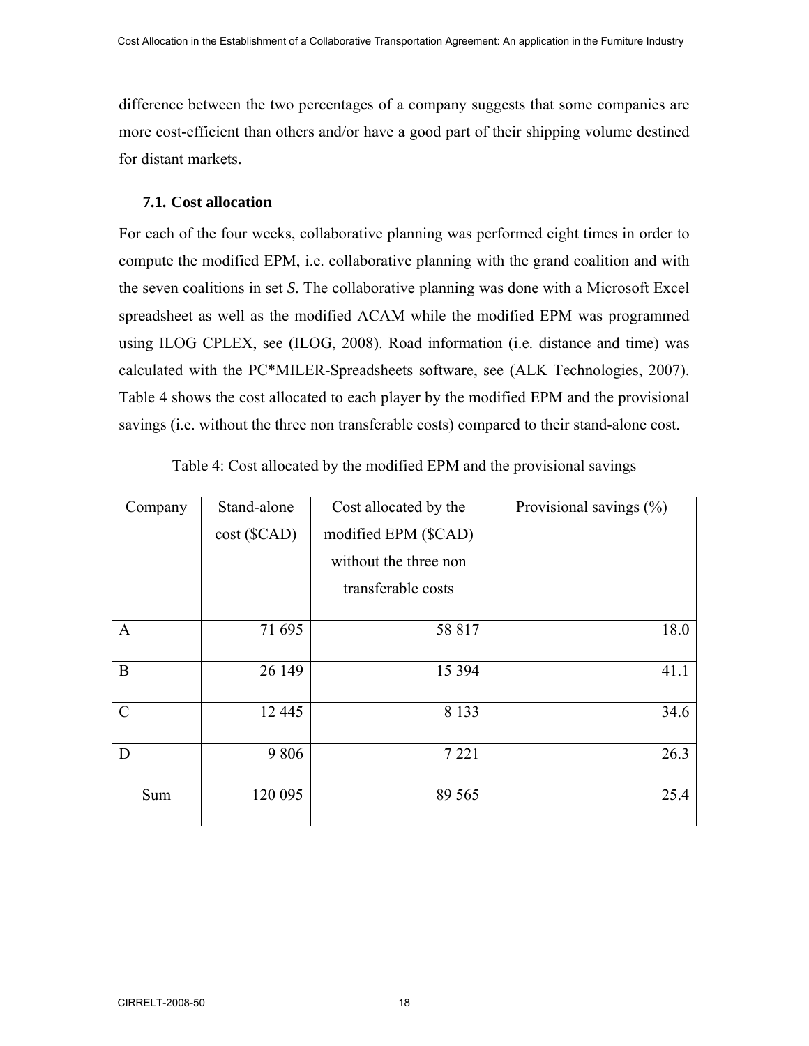difference between the two percentages of a company suggests that some companies are more cost-efficient than others and/or have a good part of their shipping volume destined for distant markets.

### 7.1. Cost allocation

For each of the four weeks, collaborative planning was performed eight times in order to compute the modified EPM, i.e. collaborative planning with the grand coalition and with the seven coalitions in set *S*. The collaborative planning was done with a Microsoft Excel spreadsheet as well as the modified ACAM while the modified EPM was programmed using ILOG CPLEX, see (ILOG, 2008). Road information (i.e. distance and time) was calculated with the PC*MILER-Spreadsheets software, see (ALK Technologies, 2007). Table 4 shows the cost allocated to each player by the modified EPM and the provisional savings (i.e. without the three non transferable costs) compared to their stand-alone cost.

Table 4: Cost allocated by the modified EPM and the provisional savings

| Company | Stand-alone cost ($CAD) | Cost allocated by the modified EPM ($CAD) without the three non transferable costs | Provisional savings (%) |
|---|---:|---:|---:|
| A | 71 695 | 58 817 | 18.0 |
| B | 26 149 | 15 394 | 41.1 |
| C | 12 445 | 8 133 | 34.6 |
| D | 9 806 | 7 221 | 26.3 |
| Sum | 120 095 | 89 565 | 25.4 |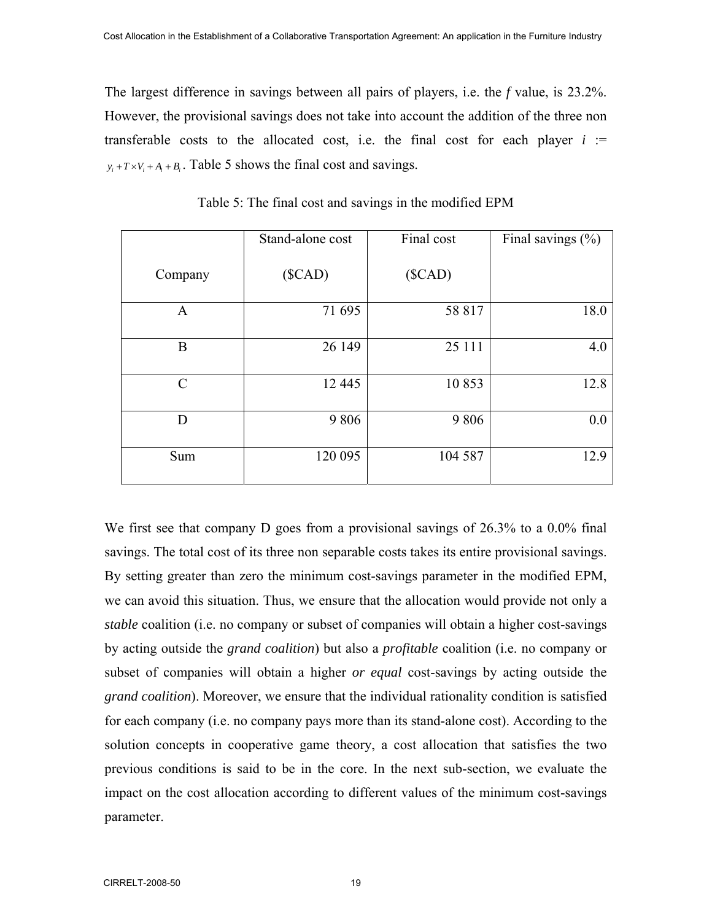The largest difference in savings between all pairs of players, i.e. the *f* value, is 23.2%. However, the provisional savings does not take into account the addition of the three non transferable costs to the allocated cost, i.e. the final cost for each player *i* := $y_i + T \times V_i + A_i + B_i$. Table 5 shows the final cost and savings.

Table 5: The final cost and savings in the modified EPM

| Company | Stand-alone cost ($CAD) | Final cost ($CAD) | Final savings (%) |
|---|---|---|---|
| A | 71 695 | 58 817 | 18.0 |
| B | 26 149 | 25 111 | 4.0 |
| C | 12 445 | 10 853 | 12.8 |
| D | 9 806 | 9 806 | 0.0 |
| Sum | 120 095 | 104 587 | 12.9 |

We first see that company D goes from a provisional savings of 26.3% to a 0.0% final savings. The total cost of its three non separable costs takes its entire provisional savings. By setting greater than zero the minimum cost-savings parameter in the modified EPM, we can avoid this situation. Thus, we ensure that the allocation would provide not only a *stable* coalition (i.e. no company or subset of companies will obtain a higher cost-savings by acting outside the *grand coalition*) but also a *profitable* coalition (i.e. no company or subset of companies will obtain a higher *or equal* cost-savings by acting outside the *grand coalition*). Moreover, we ensure that the individual rationality condition is satisfied for each company (i.e. no company pays more than its stand-alone cost). According to the solution concepts in cooperative game theory, a cost allocation that satisfies the two previous conditions is said to be in the core. In the next sub-section, we evaluate the impact on the cost allocation according to different values of the minimum cost-savings parameter.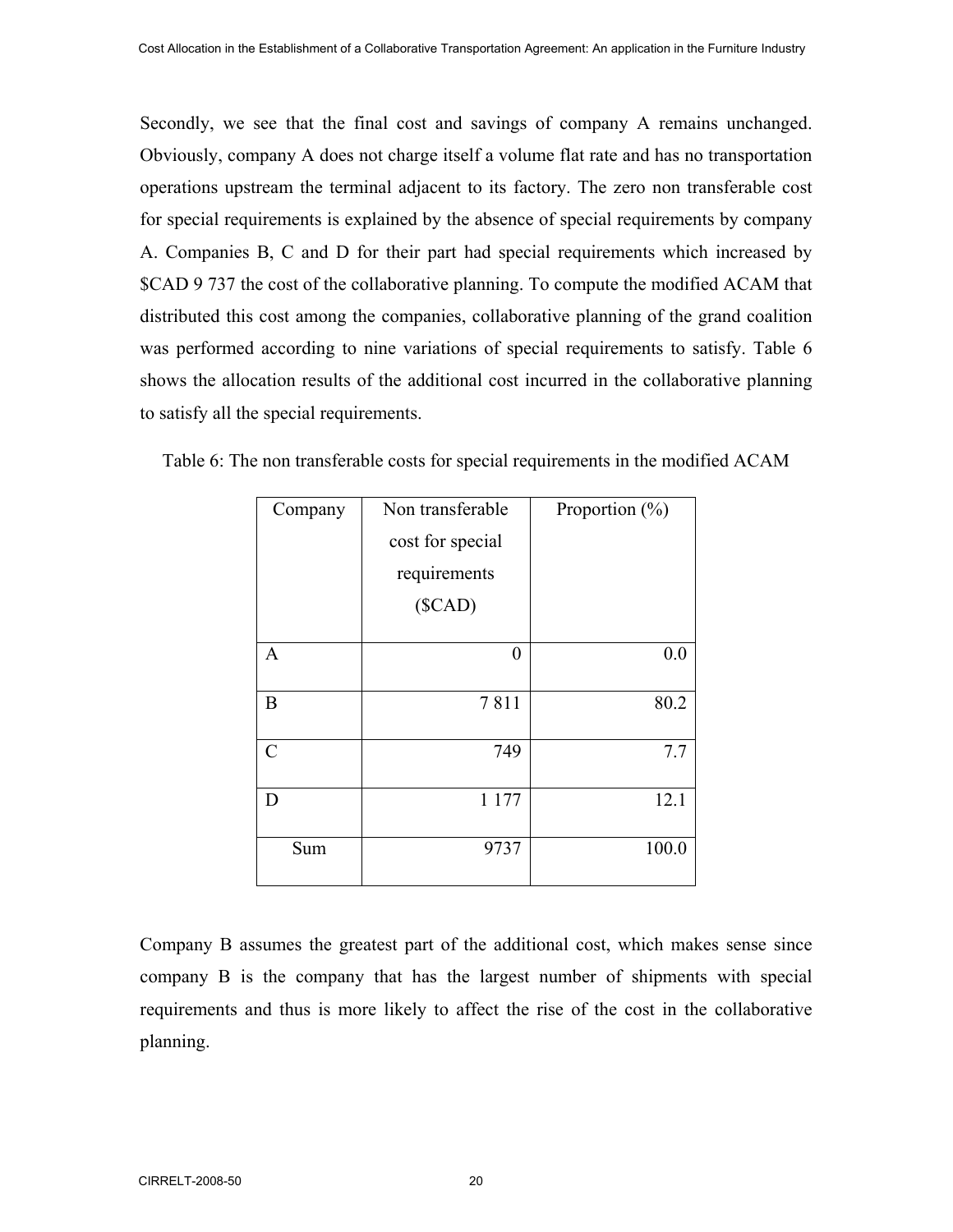Secondly, we see that the final cost and savings of company A remains unchanged. Obviously, company A does not charge itself a volume flat rate and has no transportation operations upstream the terminal adjacent to its factory. The zero non transferable cost for special requirements is explained by the absence of special requirements by company A. Companies B, C and D for their part had special requirements which increased by $CAD 9 737 the cost of the collaborative planning. To compute the modified ACAM that distributed this cost among the companies, collaborative planning of the grand coalition was performed according to nine variations of special requirements to satisfy. Table 6 shows the allocation results of the additional cost incurred in the collaborative planning to satisfy all the special requirements.

Table 6: The non transferable costs for special requirements in the modified ACAM

| Company | Non transferable cost for special requirements ($CAD) | Proportion (%) |
|---|---:|---:|
| A | 0 | 0.0 |
| B | 7 811 | 80.2 |
| C | 749 | 7.7 |
| D | 1 177 | 12.1 |
| Sum | 9737 | 100.0 |

Company B assumes the greatest part of the additional cost, which makes sense since company B is the company that has the largest number of shipments with special requirements and thus is more likely to affect the rise of the cost in the collaborative planning.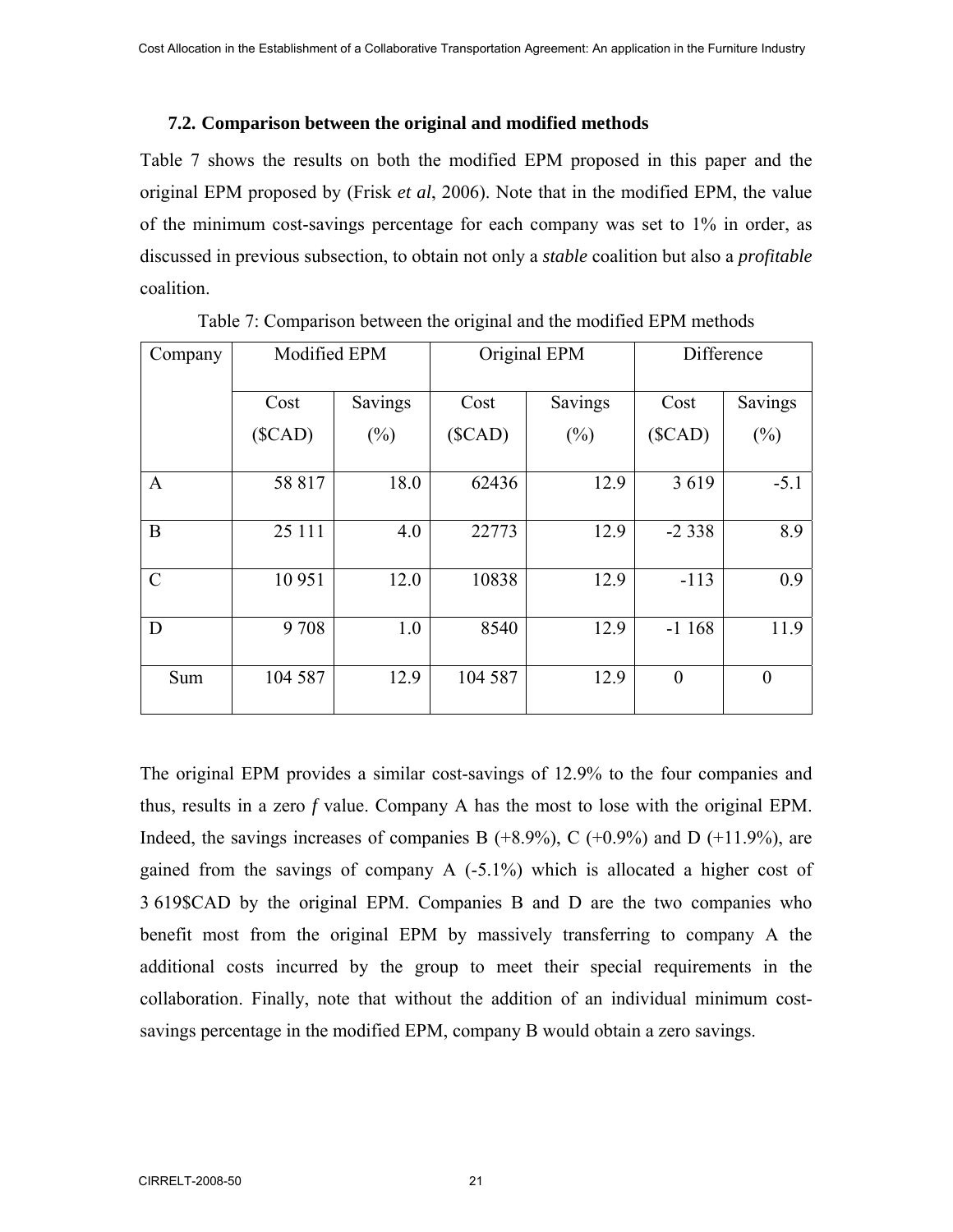### 7.2. Comparison between the original and modified methods

Table 7 shows the results on both the modified EPM proposed in this paper and the original EPM proposed by (Frisk *et al*, 2006). Note that in the modified EPM, the value of the minimum cost-savings percentage for each company was set to 1% in order, as discussed in previous subsection, to obtain not only a *stable* coalition but also a *profitable* coalition.

Table 7: Comparison between the original and the modified EPM methods

| Company | Modified EPM | | Original EPM | | Difference | |
|---|---|---|---|---|---|---|
| | Cost ($CAD) | Savings (%) | Cost ($CAD) | Savings (%) | Cost ($CAD) | Savings (%) |
| A | 58 817 | 18.0 | 62436 | 12.9 | 3 619 | -5.1 |
| B | 25 111 | 4.0 | 22773 | 12.9 | -2 338 | 8.9 |
| C | 10 951 | 12.0 | 10838 | 12.9 | -113 | 0.9 |
| D | 9 708 | 1.0 | 8540 | 12.9 | -1 168 | 11.9 |
| Sum | 104 587 | 12.9 | 104 587 | 12.9 | 0 | 0 |

The original EPM provides a similar cost-savings of 12.9% to the four companies and thus, results in a zero $f$ value. Company A has the most to lose with the original EPM. Indeed, the savings increases of companies B (+8.9%), C (+0.9%) and D (+11.9%), are gained from the savings of company A (-5.1%) which is allocated a higher cost of 3 619$CAD by the original EPM. Companies B and D are the two companies who benefit most from the original EPM by massively transferring to company A the additional costs incurred by the group to meet their special requirements in the collaboration. Finally, note that without the addition of an individual minimum cost-savings percentage in the modified EPM, company B would obtain a zero savings.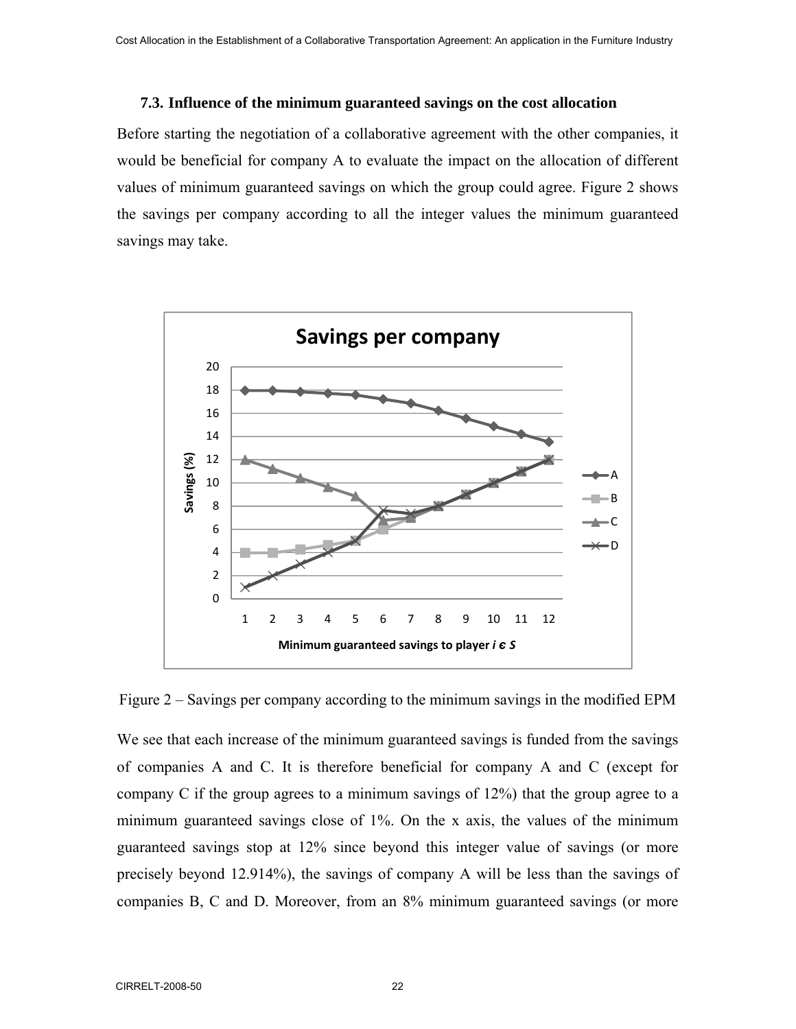### 7.3. Influence of the minimum guaranteed savings on the cost allocation

Before starting the negotiation of a collaborative agreement with the other companies, it would be beneficial for company A to evaluate the impact on the allocation of different values of minimum guaranteed savings on which the group could agree. Figure 2 shows the savings per company according to all the integer values the minimum guaranteed savings may take.

Figure 2 – Savings per company according to the minimum savings in the modified EPM

We see that each increase of the minimum guaranteed savings is funded from the savings of companies A and C. It is therefore beneficial for company A and C (except for company C if the group agrees to a minimum savings of 12%) that the group agree to a minimum guaranteed savings close of 1%. On the x axis, the values of the minimum guaranteed savings stop at 12% since beyond this integer value of savings (or more precisely beyond 12.914%), the savings of company A will be less than the savings of companies B, C and D. Moreover, from an 8% minimum guaranteed savings (or more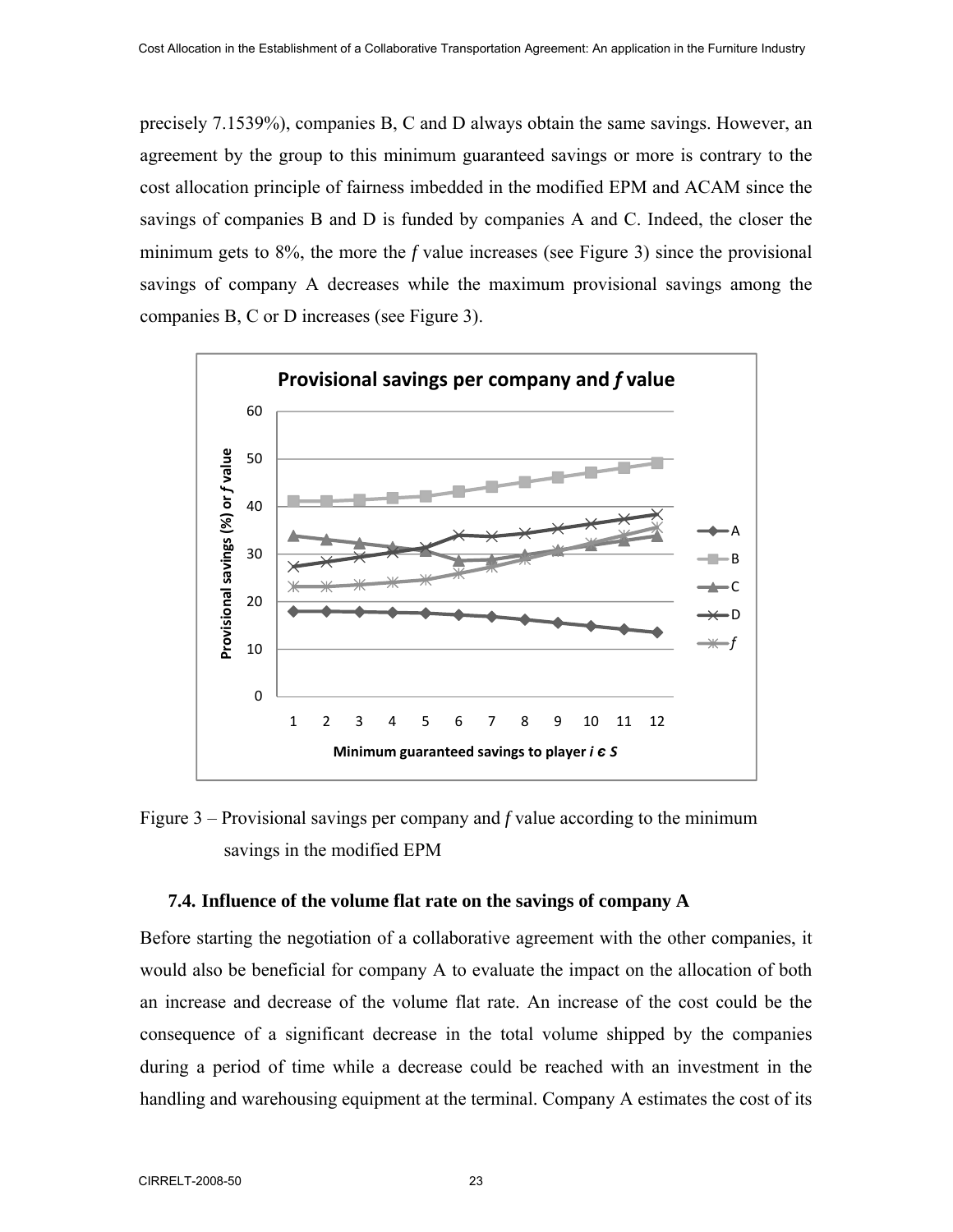precisely 7.1539%), companies B, C and D always obtain the same savings. However, an agreement by the group to this minimum guaranteed savings or more is contrary to the cost allocation principle of fairness imbedded in the modified EPM and ACAM since the savings of companies B and D is funded by companies A and C. Indeed, the closer the minimum gets to 8%, the more the *f* value increases (see Figure 3) since the provisional savings of company A decreases while the maximum provisional savings among the companies B, C or D increases (see Figure 3).

Figure 3 – Provisional savings per company and *f* value according to the minimum savings in the modified EPM

### 7.4. Influence of the volume flat rate on the savings of company A

Before starting the negotiation of a collaborative agreement with the other companies, it would also be beneficial for company A to evaluate the impact on the allocation of both an increase and decrease of the volume flat rate. An increase of the cost could be the consequence of a significant decrease in the total volume shipped by the companies during a period of time while a decrease could be reached with an investment in the handling and warehousing equipment at the terminal. Company A estimates the cost of its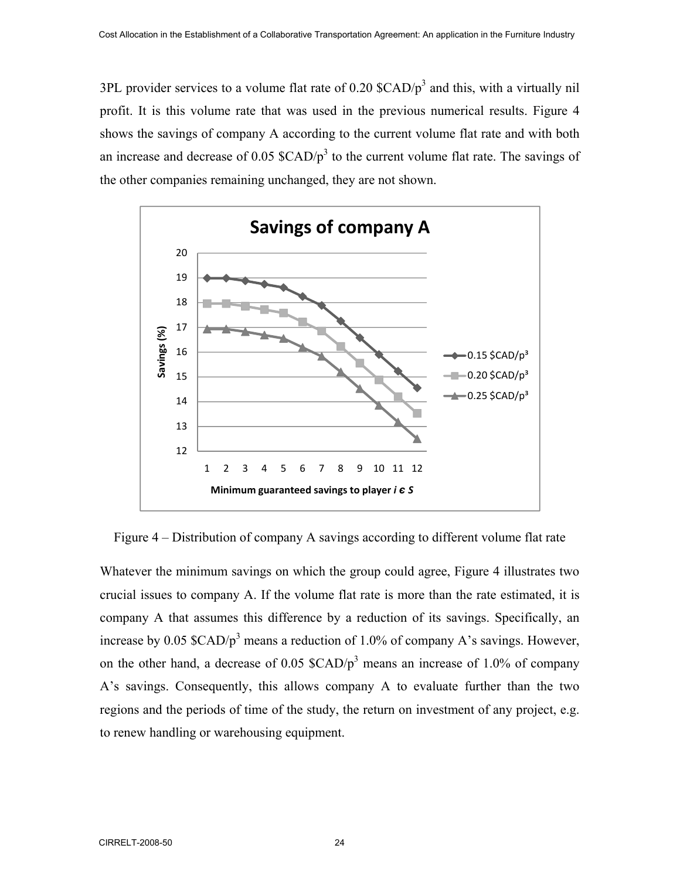3PL provider services to a volume flat rate of 0.20 $\$CAD/p^3$ and this, with a virtually nil profit. It is this volume rate that was used in the previous numerical results. Figure 4 shows the savings of company A according to the current volume flat rate and with both an increase and decrease of 0.05 $\$CAD/p^3$ to the current volume flat rate. The savings of the other companies remaining unchanged, they are not shown.

Figure 4 – Distribution of company A savings according to different volume flat rate

Whatever the minimum savings on which the group could agree, Figure 4 illustrates two crucial issues to company A. If the volume flat rate is more than the rate estimated, it is company A that assumes this difference by a reduction of its savings. Specifically, an increase by 0.05 $\$CAD/p^3$ means a reduction of 1.0% of company A's savings. However, on the other hand, a decrease of 0.05 $\$CAD/p^3$ means an increase of 1.0% of company A's savings. Consequently, this allows company A to evaluate further than the two regions and the periods of time of the study, the return on investment of any project, e.g. to renew handling or warehousing equipment.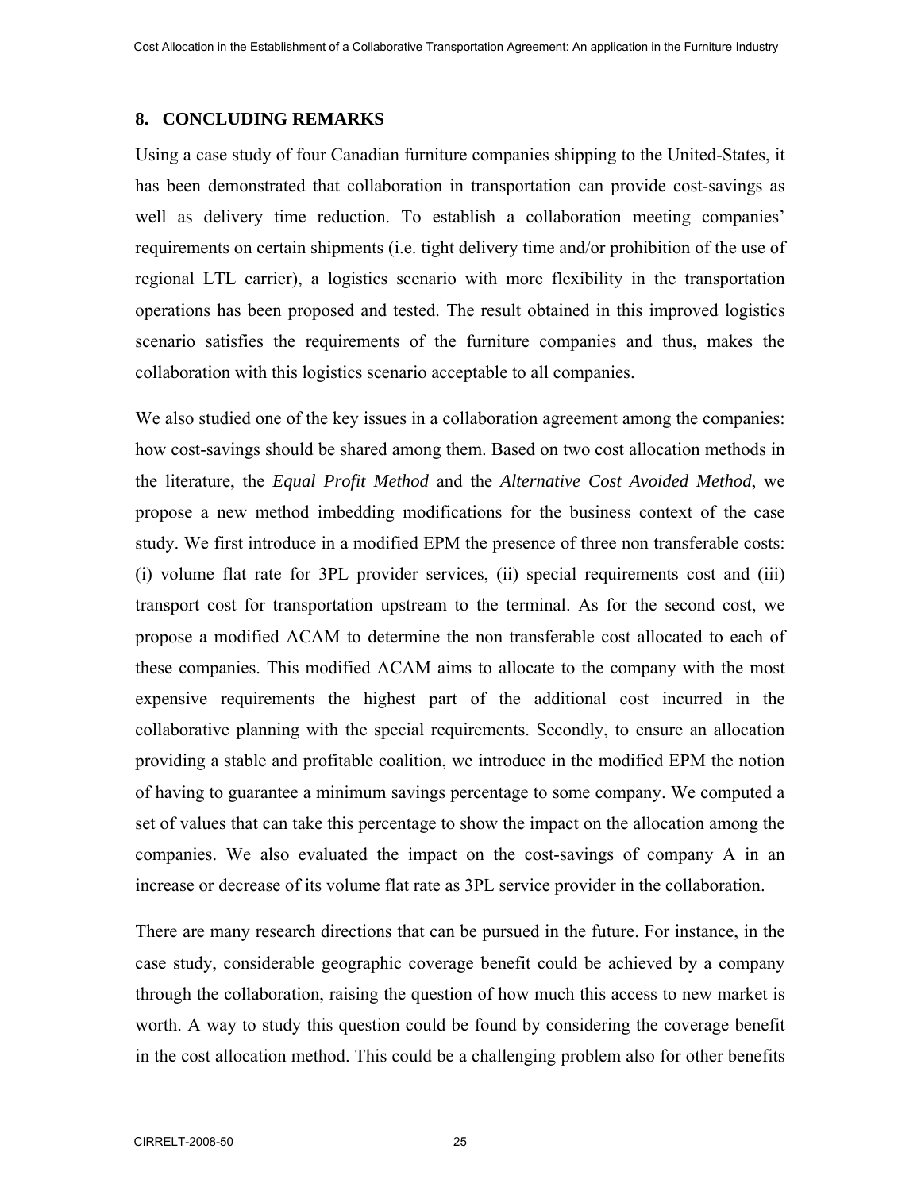## 8. CONCLUDING REMARKS

Using a case study of four Canadian furniture companies shipping to the United-States, it has been demonstrated that collaboration in transportation can provide cost-savings as well as delivery time reduction. To establish a collaboration meeting companies' requirements on certain shipments (i.e. tight delivery time and/or prohibition of the use of regional LTL carrier), a logistics scenario with more flexibility in the transportation operations has been proposed and tested. The result obtained in this improved logistics scenario satisfies the requirements of the furniture companies and thus, makes the collaboration with this logistics scenario acceptable to all companies.

We also studied one of the key issues in a collaboration agreement among the companies: how cost-savings should be shared among them. Based on two cost allocation methods in the literature, the *Equal Profit Method* and the *Alternative Cost Avoided Method*, we propose a new method imbedding modifications for the business context of the case study. We first introduce in a modified EPM the presence of three non transferable costs: (i) volume flat rate for 3PL provider services, (ii) special requirements cost and (iii) transport cost for transportation upstream to the terminal. As for the second cost, we propose a modified ACAM to determine the non transferable cost allocated to each of these companies. This modified ACAM aims to allocate to the company with the most expensive requirements the highest part of the additional cost incurred in the collaborative planning with the special requirements. Secondly, to ensure an allocation providing a stable and profitable coalition, we introduce in the modified EPM the notion of having to guarantee a minimum savings percentage to some company. We computed a set of values that can take this percentage to show the impact on the allocation among the companies. We also evaluated the impact on the cost-savings of company A in an increase or decrease of its volume flat rate as 3PL service provider in the collaboration.

There are many research directions that can be pursued in the future. For instance, in the case study, considerable geographic coverage benefit could be achieved by a company through the collaboration, raising the question of how much this access to new market is worth. A way to study this question could be found by considering the coverage benefit in the cost allocation method. This could be a challenging problem also for other benefits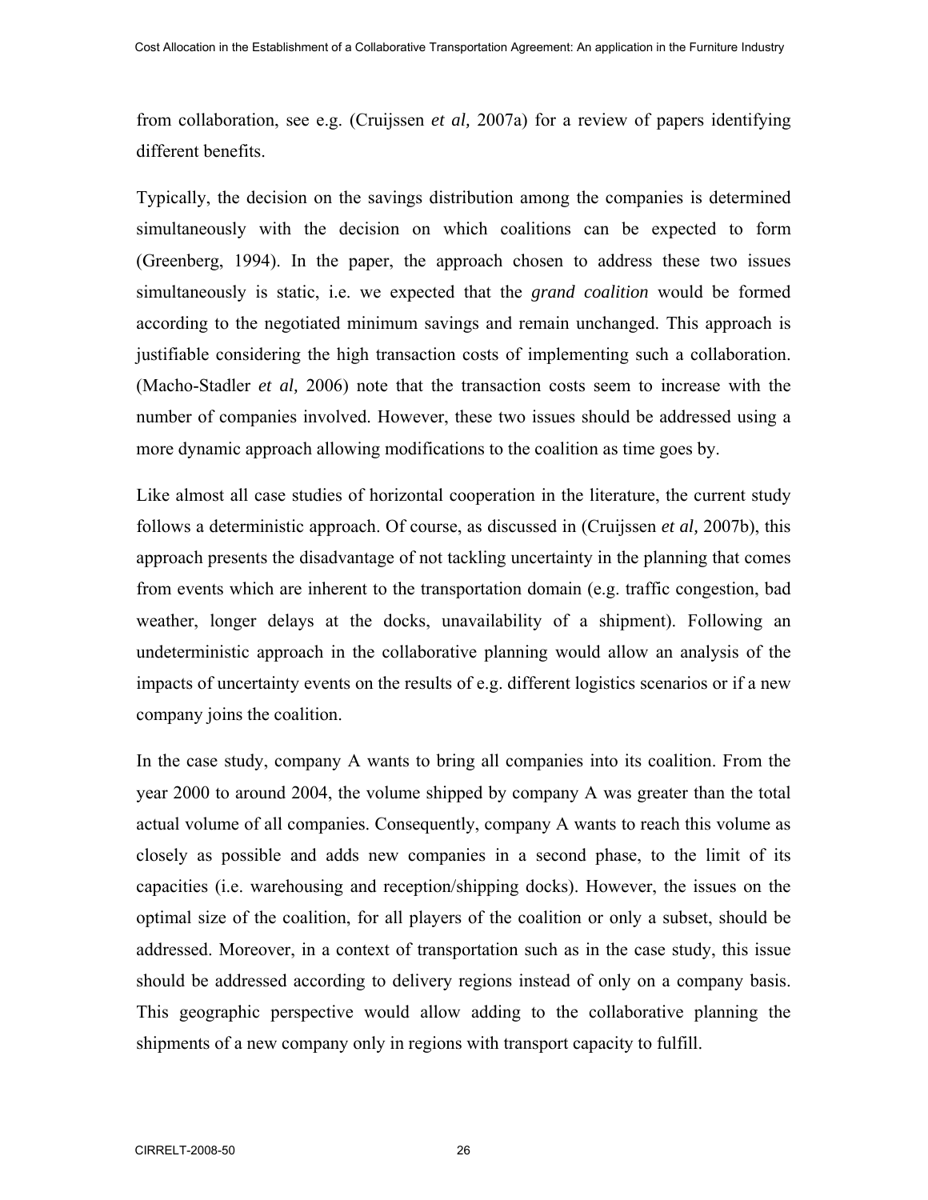from collaboration, see e.g. (Cruijssen *et al,* 2007a) for a review of papers identifying different benefits.

Typically, the decision on the savings distribution among the companies is determined simultaneously with the decision on which coalitions can be expected to form (Greenberg, 1994). In the paper, the approach chosen to address these two issues simultaneously is static, i.e. we expected that the *grand coalition* would be formed according to the negotiated minimum savings and remain unchanged. This approach is justifiable considering the high transaction costs of implementing such a collaboration. (Macho-Stadler *et al,* 2006) note that the transaction costs seem to increase with the number of companies involved. However, these two issues should be addressed using a more dynamic approach allowing modifications to the coalition as time goes by.

Like almost all case studies of horizontal cooperation in the literature, the current study follows a deterministic approach. Of course, as discussed in (Cruijssen *et al,* 2007b), this approach presents the disadvantage of not tackling uncertainty in the planning that comes from events which are inherent to the transportation domain (e.g. traffic congestion, bad weather, longer delays at the docks, unavailability of a shipment). Following an undeterministic approach in the collaborative planning would allow an analysis of the impacts of uncertainty events on the results of e.g. different logistics scenarios or if a new company joins the coalition.

In the case study, company A wants to bring all companies into its coalition. From the year 2000 to around 2004, the volume shipped by company A was greater than the total actual volume of all companies. Consequently, company A wants to reach this volume as closely as possible and adds new companies in a second phase, to the limit of its capacities (i.e. warehousing and reception/shipping docks). However, the issues on the optimal size of the coalition, for all players of the coalition or only a subset, should be addressed. Moreover, in a context of transportation such as in the case study, this issue should be addressed according to delivery regions instead of only on a company basis. This geographic perspective would allow adding to the collaborative planning the shipments of a new company only in regions with transport capacity to fulfill.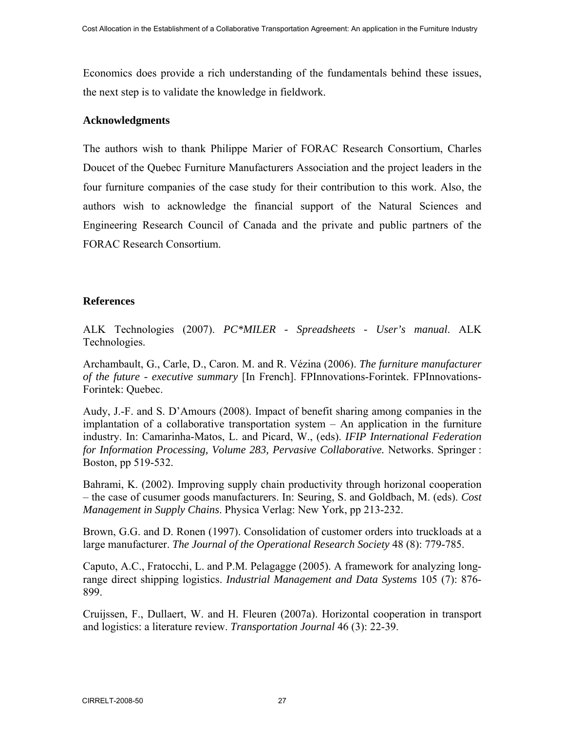Economics does provide a rich understanding of the fundamentals behind these issues, the next step is to validate the knowledge in fieldwork.

### Acknowledgments

The authors wish to thank Philippe Marier of FORAC Research Consortium, Charles Doucet of the Quebec Furniture Manufacturers Association and the project leaders in the four furniture companies of the case study for their contribution to this work. Also, the authors wish to acknowledge the financial support of the Natural Sciences and Engineering Research Council of Canada and the private and public partners of the FORAC Research Consortium.

### References

ALK Technologies (2007). *PC*MILER - Spreadsheets - User's manual*. ALK Technologies.

Archambault, G., Carle, D., Caron. M. and R. Vézina (2006). *The furniture manufacturer of the future - executive summary* [In French]. FPInnovations-Forintek. FPInnovations-Forintek: Quebec.

Audy, J.-F. and S. D'Amours (2008). Impact of benefit sharing among companies in the implantation of a collaborative transportation system – An application in the furniture industry. In: Camarinha-Matos, L. and Picard, W., (eds). *IFIP International Federation for Information Processing, Volume 283, Pervasive Collaborative.* Networks. Springer : Boston, pp 519-532.

Bahrami, K. (2002). Improving supply chain productivity through horizonal cooperation – the case of cusumer goods manufacturers. In: Seuring, S. and Goldbach, M. (eds). *Cost Management in Supply Chains*. Physica Verlag: New York, pp 213-232.

Brown, G.G. and D. Ronen (1997). Consolidation of customer orders into truckloads at a large manufacturer. *The Journal of the Operational Research Society* 48 (8): 779-785.

Caputo, A.C., Fratocchi, L. and P.M. Pelagagge (2005). A framework for analyzing long-range direct shipping logistics. *Industrial Management and Data Systems* 105 (7): 876-899.

Cruijssen, F., Dullaert, W. and H. Fleuren (2007a). Horizontal cooperation in transport and logistics: a literature review. *Transportation Journal* 46 (3): 22-39.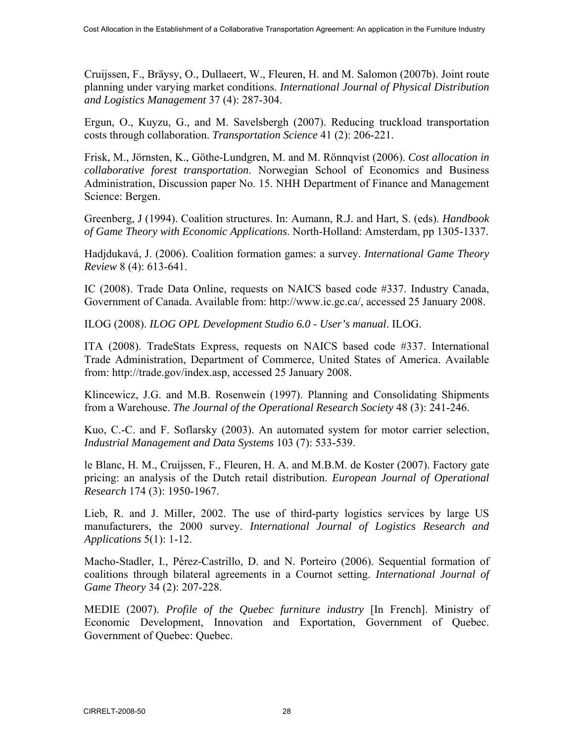Cruijssen, F., Bräysy, O., Dullaert, W., Fleuren, H. and M. Salomon (2007b). Joint route planning under varying market conditions. *International Journal of Physical Distribution and Logistics Management* 37 (4): 287-304.

Ergun, O., Kuyzu, G., and M. Savelsbergh (2007). Reducing truckload transportation costs through collaboration. *Transportation Science* 41 (2): 206-221.

Frisk, M., Jörnsten, K., Göthe-Lundgren, M. and M. Rönnqvist (2006). *Cost allocation in collaborative forest transportation*. Norwegian School of Economics and Business Administration, Discussion paper No. 15. NHH Department of Finance and Management Science: Bergen.

Greenberg, J (1994). Coalition structures. In: Aumann, R.J. and Hart, S. (eds). *Handbook of Game Theory with Economic Applications*. North-Holland: Amsterdam, pp 1305-1337.

Hadjdukavá, J. (2006). Coalition formation games: a survey. *International Game Theory Review* 8 (4): 613-641.

IC (2008). Trade Data Online, requests on NAICS based code #337. Industry Canada, Government of Canada. Available from: http://www.ic.gc.ca/, accessed 25 January 2008.

ILOG (2008). *ILOG OPL Development Studio 6.0 - User's manual*. ILOG.

ITA (2008). TradeStats Express, requests on NAICS based code #337. International Trade Administration, Department of Commerce, United States of America. Available from: http://trade.gov/index.asp, accessed 25 January 2008.

Klincewicz, J.G. and M.B. Rosenwein (1997). Planning and Consolidating Shipments from a Warehouse. *The Journal of the Operational Research Society* 48 (3): 241-246.

Kuo, C.-C. and F. Soflarsky (2003). An automated system for motor carrier selection, *Industrial Management and Data Systems* 103 (7): 533-539.

le Blanc, H. M., Cruijssen, F., Fleuren, H. A. and M.B.M. de Koster (2007). Factory gate pricing: an analysis of the Dutch retail distribution. *European Journal of Operational Research* 174 (3): 1950-1967.

Lieb, R. and J. Miller, 2002. The use of third-party logistics services by large US manufacturers, the 2000 survey. *International Journal of Logistics Research and Applications* 5(1): 1-12.

Macho-Stadler, I., Pérez-Castrillo, D. and N. Porteiro (2006). Sequential formation of coalitions through bilateral agreements in a Cournot setting. *International Journal of Game Theory* 34 (2): 207-228.

MEDIE (2007). *Profile of the Quebec furniture industry* [In French]. Ministry of Economic Development, Innovation and Exportation, Government of Quebec. Government of Quebec: Quebec.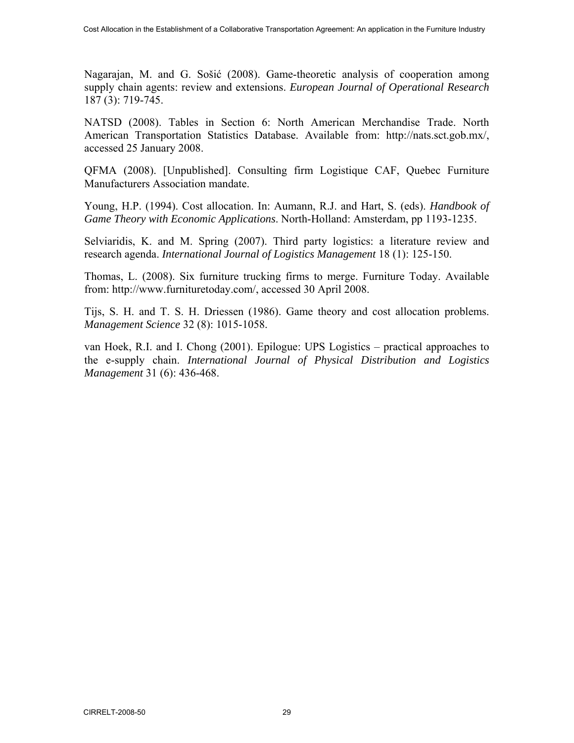Nagarajan, M. and G. Sošić (2008). Game-theoretic analysis of cooperation among supply chain agents: review and extensions. *European Journal of Operational Research* 187 (3): 719-745.

NATSD (2008). Tables in Section 6: North American Merchandise Trade. North American Transportation Statistics Database. Available from: http://nats.sct.gob.mx/, accessed 25 January 2008.

QFMA (2008). [Unpublished]. Consulting firm Logistique CAF, Quebec Furniture Manufacturers Association mandate.

Young, H.P. (1994). Cost allocation. In: Aumann, R.J. and Hart, S. (eds). *Handbook of Game Theory with Economic Applications*. North-Holland: Amsterdam, pp 1193-1235.

Selviaridis, K. and M. Spring (2007). Third party logistics: a literature review and research agenda. *International Journal of Logistics Management* 18 (1): 125-150.

Thomas, L. (2008). Six furniture trucking firms to merge. Furniture Today. Available from: http://www.furnituretoday.com/, accessed 30 April 2008.

Tijs, S. H. and T. S. H. Driessen (1986). Game theory and cost allocation problems. *Management Science* 32 (8): 1015-1058.

van Hoek, R.I. and I. Chong (2001). Epilogue: UPS Logistics – practical approaches to the e-supply chain. *International Journal of Physical Distribution and Logistics Management* 31 (6): 436-468.